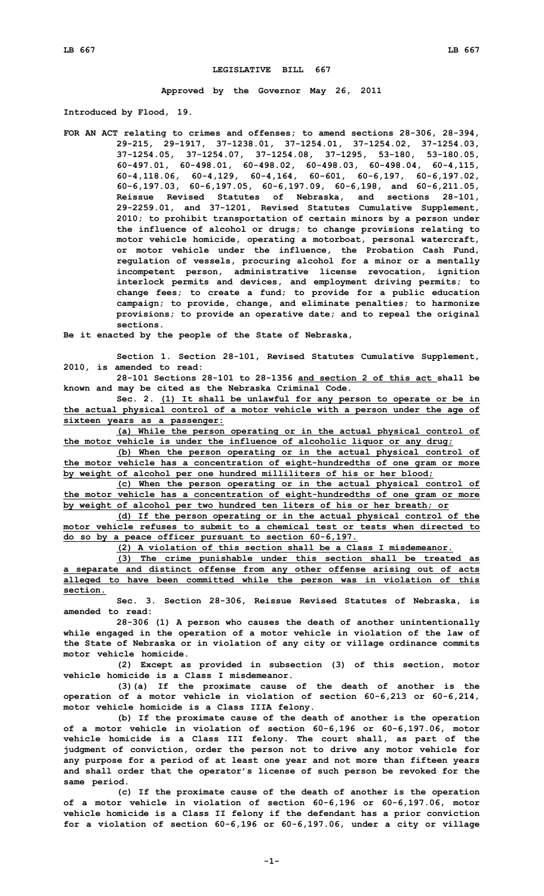# LEGISLATIVE BILL 667

**Approved by the Governor May 26, 2011**

**Introduced by Flood, 19.**

**FOR AN ACT relating to crimes and offenses; to amend sections 28-306, 28-394, 29-215, 29-1917, 37-1238.01, 37-1254.01, 37-1254.02, 37-1254.03, 37-1254.05, 37-1254.07, 37-1254.08, 37-1295, 53-180, 53-180.05, 60-497.01, 60-498.01, 60-498.02, 60-498.03, 60-498.04, 60-4,115, 60-4,118.06, 60-4,129, 60-4,164, 60-601, 60-6,197, 60-6,197.02, 60-6,197.03, 60-6,197.05, 60-6,197.09, 60-6,198, and 60-6,211.05, Reissue Revised Statutes of Nebraska, and sections 28-101, 29-2259.01, and 37-1201, Revised Statutes Cumulative Supplement, 2010; to prohibit transportation of certain minors by a person under the influence of alcohol or drugs; to change provisions relating to motor vehicle homicide, operating a motorboat, personal watercraft, or motor vehicle under the influence, the Probation Cash Fund, regulation of vessels, procuring alcohol for a minor or a mentally incompetent person, administrative license revocation, ignition interlock permits and devices, and employment driving permits; to change fees; to create a fund; to provide for a public education campaign; to provide, change, and eliminate penalties; to harmonize provisions; to provide an operative date; and to repeal the original sections.**

**Be it enacted by the people of the State of Nebraska,**

**Section 1. Section 28-101, Revised Statutes Cumulative Supplement, 2010, is amended to read:**

**28-101 Sections 28-101 to 28-1356 and section 2 of this act shall be known and may be cited as the Nebraska Criminal Code.**

**Sec. 2. (1) It shall be unlawful for any person to operate or be in the actual physical control of a motor vehicle with a person under the age of sixteen years as a passenger:**

**(a) While the person operating or in the actual physical control of the motor vehicle is under the influence of alcoholic liquor or any drug;**

**(b) When the person operating or in the actual physical control of the motor vehicle has a concentration of eight-hundredths of one gram or more by weight of alcohol per one hundred milliliters of his or her blood;**

**(c) When the person operating or in the actual physical control of the motor vehicle has a concentration of eight-hundredths of one gram or more by weight of alcohol per two hundred ten liters of his or her breath; or**

**(d) If the person operating or in the actual physical control of the motor vehicle refuses to submit to a chemical test or tests when directed to do so by a peace officer pursuant to section 60-6,197.**

**(2) A violation of this section shall be a Class I misdemeanor.**

**(3) The crime punishable under this section shall be treated as a separate and distinct offense from any other offense arising out of acts alleged to have been committed while the person was in violation of this section.**

**Sec. 3. Section 28-306, Reissue Revised Statutes of Nebraska, is amended to read:**

**28-306 (1) A person who causes the death of another unintentionally while engaged in the operation of a motor vehicle in violation of the law of the State of Nebraska or in violation of any city or village ordinance commits motor vehicle homicide.**

**(2) Except as provided in subsection (3) of this section, motor vehicle homicide is a Class I misdemeanor.**

**(3)(a) If the proximate cause of the death of another is the operation of a motor vehicle in violation of section 60-6,213 or 60-6,214, motor vehicle homicide is a Class IIIA felony.**

**(b) If the proximate cause of the death of another is the operation of a motor vehicle in violation of section 60-6,196 or 60-6,197.06, motor vehicle homicide is a Class III felony. The court shall, as part of the judgment of conviction, order the person not to drive any motor vehicle for any purpose for a period of at least one year and not more than fifteen years and shall order that the operator's license of such person be revoked for the same period.**

**(c) If the proximate cause of the death of another is the operation of a motor vehicle in violation of section 60-6,196 or 60-6,197.06, motor vehicle homicide is a Class II felony if the defendant has a prior conviction for a violation of section 60-6,196 or 60-6,197.06, under a city or village**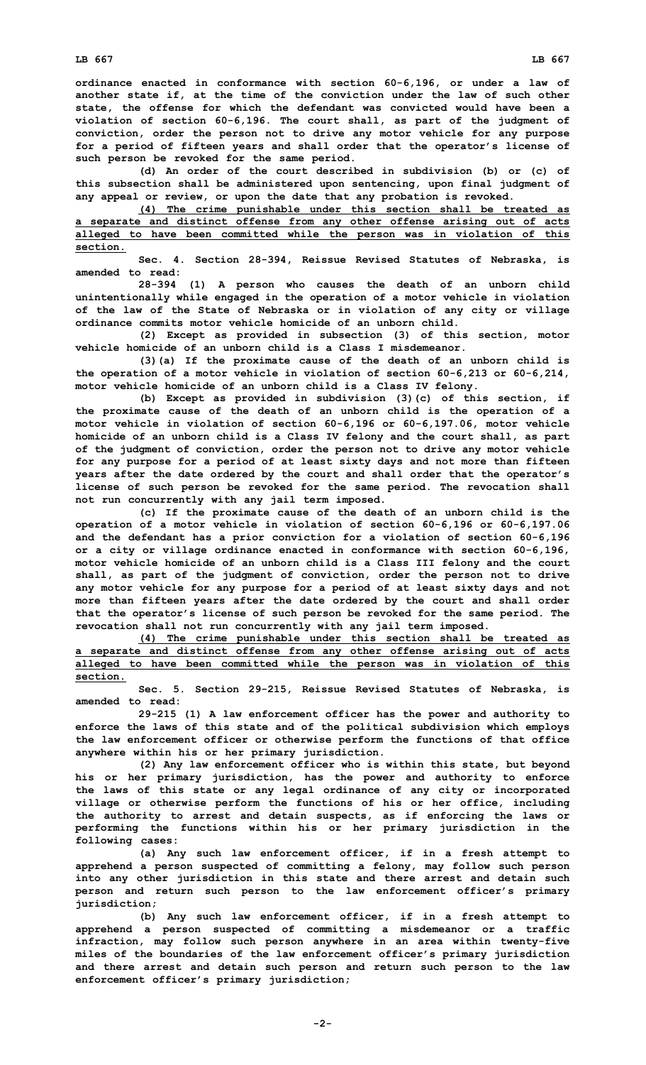ordinance enacted in conformance with section 60-6,196, or under a law of another state if, at the time of the conviction under the law of such other state, the offense for which the defendant was convicted would have been a violation of section 60-6,196. The court shall, as part of the judgment of conviction, order the person not to drive any motor vehicle for any purpose for a period of fifteen years and shall order that the operator's license of such person be revoked for the same period.

(d) An order of the court described in subdivision (b) or (c) of this subsection shall be administered upon sentencing, upon final judgment of any appeal or review, or upon the date that any probation is revoked.

(4) The crime punishable under this section shall be treated as a separate and distinct offense from any other offense arising out of acts alleged to have been committed while the person was in violation of this section.

Sec. 4. Section 28-394, Reissue Revised Statutes of Nebraska, is amended to read:

28-394 (1) A person who causes the death of an unborn child unintentionally while engaged in the operation of a motor vehicle in violation of the law of the State of Nebraska or in violation of any city or village ordinance commits motor vehicle homicide of an unborn child.

(2) Except as provided in subsection (3) of this section, motor vehicle homicide of an unborn child is a Class I misdemeanor.

(3)(a) If the proximate cause of the death of an unborn child is the operation of a motor vehicle in violation of section 60-6,213 or 60-6,214, motor vehicle homicide of an unborn child is a Class IV felony.

(b) Except as provided in subdivision (3)(c) of this section, if the proximate cause of the death of an unborn child is the operation of a motor vehicle in violation of section 60-6,196 or 60-6,197.06, motor vehicle homicide of an unborn child is a Class IV felony and the court shall, as part of the judgment of conviction, order the person not to drive any motor vehicle for any purpose for a period of at least sixty days and not more than fifteen years after the date ordered by the court and shall order that the operator's license of such person be revoked for the same period. The revocation shall not run concurrently with any jail term imposed.

(c) If the proximate cause of the death of an unborn child is the operation of a motor vehicle in violation of section 60-6,196 or 60-6,197.06 and the defendant has a prior conviction for a violation of section 60-6,196 or a city or village ordinance enacted in conformance with section 60-6,196, motor vehicle homicide of an unborn child is a Class III felony and the court shall, as part of the judgment of conviction, order the person not to drive any motor vehicle for any purpose for a period of at least sixty days and not more than fifteen years after the date ordered by the court and shall order that the operator's license of such person be revoked for the same period. The revocation shall not run concurrently with any jail term imposed.

(4) The crime punishable under this section shall be treated as a separate and distinct offense from any other offense arising out of acts alleged to have been committed while the person was in violation of this section.

Sec. 5. Section 29-215, Reissue Revised Statutes of Nebraska, is amended to read:

29-215 (1) A law enforcement officer has the power and authority to enforce the laws of this state and of the political subdivision which employs the law enforcement officer or otherwise perform the functions of that office anywhere within his or her primary jurisdiction.

(2) Any law enforcement officer who is within this state, but beyond his or her primary jurisdiction, has the power and authority to enforce the laws of this state or any legal ordinance of any city or incorporated village or otherwise perform the functions of his or her office, including the authority to arrest and detain suspects, as if enforcing the laws or performing the functions within his or her primary jurisdiction in the following cases:

(a) Any such law enforcement officer, if in a fresh attempt to apprehend a person suspected of committing a felony, may follow such person into any other jurisdiction in this state and there arrest and detain such person and return such person to the law enforcement officer's primary jurisdiction;

(b) Any such law enforcement officer, if in a fresh attempt to apprehend a person suspected of committing a misdemeanor or a traffic infraction, may follow such person anywhere in an area within twenty-five miles of the boundaries of the law enforcement officer's primary jurisdiction and there arrest and detain such person and return such person to the law enforcement officer's primary jurisdiction;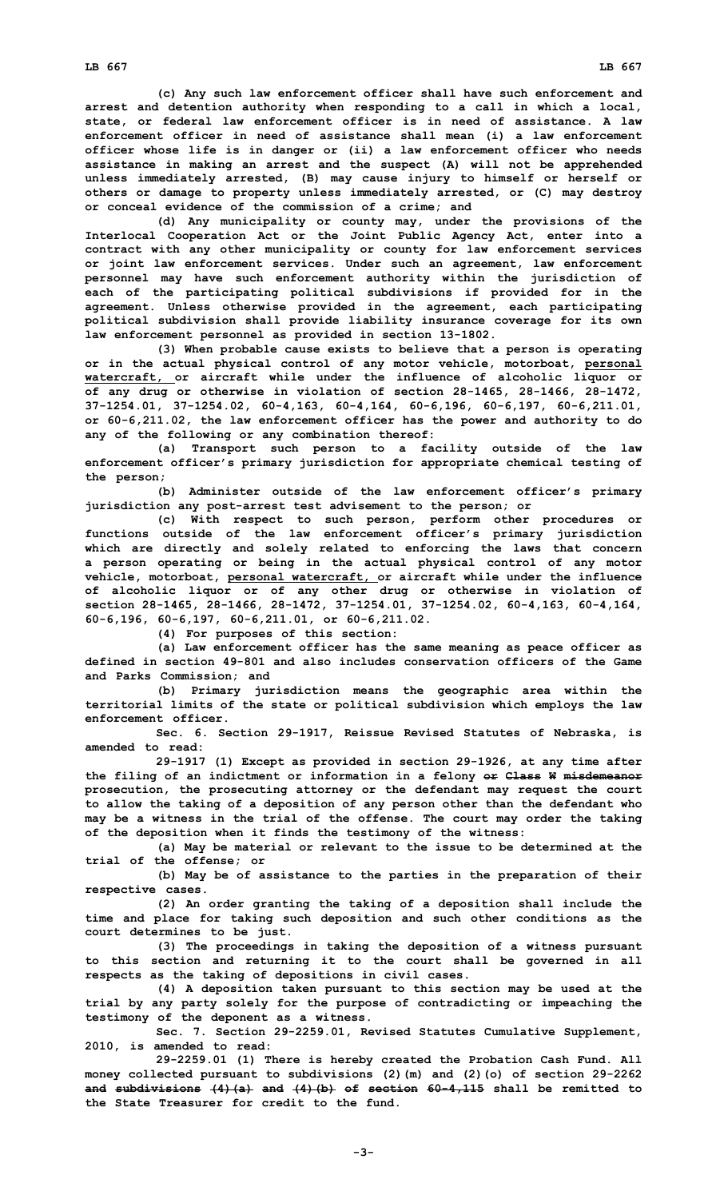(c) Any such law enforcement officer shall have such enforcement and arrest and detention authority when responding to a call in which a local, state, or federal law enforcement officer is in need of assistance. A law enforcement officer in need of assistance shall mean (i) a law enforcement officer whose life is in danger or (ii) a law enforcement officer who needs assistance in making an arrest and the suspect (A) will not be apprehended unless immediately arrested, (B) may cause injury to himself or herself or others or damage to property unless immediately arrested, or (C) may destroy or conceal evidence of the commission of a crime; and

(d) Any municipality or county may, under the provisions of the Interlocal Cooperation Act or the Joint Public Agency Act, enter into a contract with any other municipality or county for law enforcement services or joint law enforcement services. Under such an agreement, law enforcement personnel may have such enforcement authority within the jurisdiction of each of the participating political subdivisions if provided for in the agreement. Unless otherwise provided in the agreement, each participating political subdivision shall provide liability insurance coverage for its own law enforcement personnel as provided in section 13-1802.

(3) When probable cause exists to believe that a person is operating or in the actual physical control of any motor vehicle, motorboat, personal watercraft, or aircraft while under the influence of alcoholic liquor or of any drug or otherwise in violation of section 28-1465, 28-1466, 28-1472, 37-1254.01, 37-1254.02, 60-4,163, 60-4,164, 60-6,196, 60-6,197, 60-6,211.01, or 60-6,211.02, the law enforcement officer has the power and authority to do any of the following or any combination thereof:

(a) Transport such person to a facility outside of the law enforcement officer's primary jurisdiction for appropriate chemical testing of the person;

(b) Administer outside of the law enforcement officer's primary jurisdiction any post-arrest test advisement to the person; or

(c) With respect to such person, perform other procedures or functions outside of the law enforcement officer's primary jurisdiction which are directly and solely related to enforcing the laws that concern a person operating or being in the actual physical control of any motor vehicle, motorboat, personal watercraft, or aircraft while under the influence of alcoholic liquor or of any other drug or otherwise in violation of section 28-1465, 28-1466, 28-1472, 37-1254.01, 37-1254.02, 60-4,163, 60-4,164, 60-6,196, 60-6,197, 60-6,211.01, or 60-6,211.02.

(4) For purposes of this section:

(a) Law enforcement officer has the same meaning as peace officer as defined in section 49-801 and also includes conservation officers of the Game and Parks Commission; and

(b) Primary jurisdiction means the geographic area within the territorial limits of the state or political subdivision which employs the law enforcement officer.

Sec. 6. Section 29-1917, Reissue Revised Statutes of Nebraska, is amended to read:

29-1917 (1) Except as provided in section 29-1926, at any time after the filing of an indictment or information in a felony ~~or Class W misdemeanor~~ prosecution, the prosecuting attorney or the defendant may request the court to allow the taking of a deposition of any person other than the defendant who may be a witness in the trial of the offense. The court may order the taking of the deposition when it finds the testimony of the witness:

(a) May be material or relevant to the issue to be determined at the trial of the offense; or

(b) May be of assistance to the parties in the preparation of their respective cases.

(2) An order granting the taking of a deposition shall include the time and place for taking such deposition and such other conditions as the court determines to be just.

(3) The proceedings in taking the deposition of a witness pursuant to this section and returning it to the court shall be governed in all respects as the taking of depositions in civil cases.

(4) A deposition taken pursuant to this section may be used at the trial by any party solely for the purpose of contradicting or impeaching the testimony of the deponent as a witness.

Sec. 7. Section 29-2259.01, Revised Statutes Cumulative Supplement, 2010, is amended to read:

29-2259.01 (1) There is hereby created the Probation Cash Fund. All money collected pursuant to subdivisions (2)(m) and (2)(o) of section 29-2262 ~~and subdivisions (4)(a) and (4)(b) of section 60-4,115~~ shall be remitted to the State Treasurer for credit to the fund.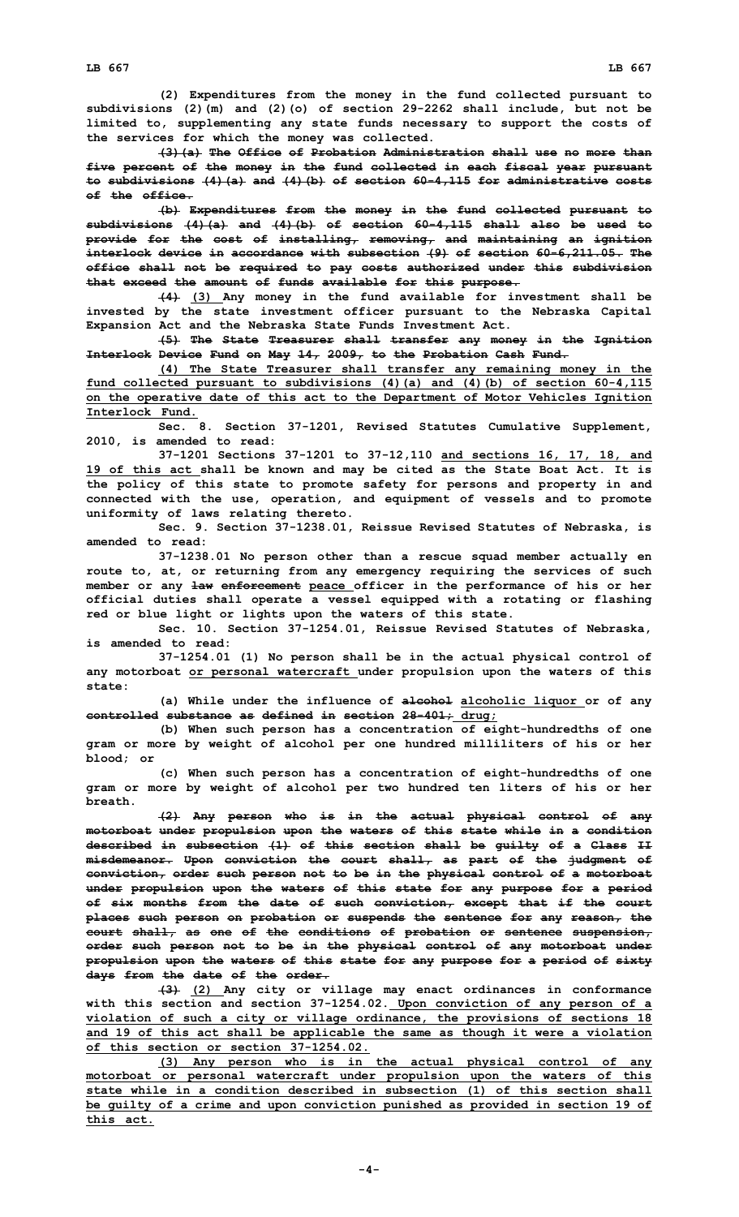(2) Expenditures from the money in the fund collected pursuant to subdivisions (2)(m) and (2)(o) of section 29-2262 shall include, but not be limited to, supplementing any state funds necessary to support the costs of the services for which the money was collected.

~~(3)(a) The Office of Probation Administration shall use no more than five percent of the money in the fund collected in each fiscal year pursuant to subdivisions (4)(a) and (4)(b) of section 60-4,115 for administrative costs of the office.~~

~~(b) Expenditures from the money in the fund collected pursuant to subdivisions (4)(a) and (4)(b) of section 60-4,115 shall also be used to provide for the cost of installing, removing, and maintaining an ignition interlock device in accordance with subsection (9) of section 60-6,211.05. The office shall not be required to pay costs authorized under this subdivision that exceed the amount of funds available for this purpose.~~

~~(4)~~ <u>(3)</u> Any money in the fund available for investment shall be invested by the state investment officer pursuant to the Nebraska Capital Expansion Act and the Nebraska State Funds Investment Act.

~~(5) The State Treasurer shall transfer any money in the Ignition Interlock Device Fund on May 14, 2009, to the Probation Cash Fund.~~

<u>(4) The State Treasurer shall transfer any remaining money in the fund collected pursuant to subdivisions (4)(a) and (4)(b) of section 60-4,115 on the operative date of this act to the Department of Motor Vehicles Ignition Interlock Fund.</u>

Sec. 8. Section 37-1201, Revised Statutes Cumulative Supplement, 2010, is amended to read:

37-1201 Sections 37-1201 to 37-12,110 <u>and sections 16, 17, 18, and 19 of this act</u> shall be known and may be cited as the State Boat Act. It is the policy of this state to promote safety for persons and property in and connected with the use, operation, and equipment of vessels and to promote uniformity of laws relating thereto.

Sec. 9. Section 37-1238.01, Reissue Revised Statutes of Nebraska, is amended to read:

37-1238.01 No person other than a rescue squad member actually en route to, at, or returning from any emergency requiring the services of such member or any ~~law enforcement~~ <u>peace</u> officer in the performance of his or her official duties shall operate a vessel equipped with a rotating or flashing red or blue light or lights upon the waters of this state.

Sec. 10. Section 37-1254.01, Reissue Revised Statutes of Nebraska, is amended to read:

37-1254.01 (1) No person shall be in the actual physical control of any motorboat <u>or personal watercraft</u> under propulsion upon the waters of this state:

(a) While under the influence of ~~alcohol~~ <u>alcoholic liquor</u> or of any ~~controlled substance as defined in section 28-401;~~ <u>drug;</u>

(b) When such person has a concentration of eight-hundredths of one gram or more by weight of alcohol per one hundred milliliters of his or her blood; or

(c) When such person has a concentration of eight-hundredths of one gram or more by weight of alcohol per two hundred ten liters of his or her breath.

~~(2) Any person who is in the actual physical control of any motorboat under propulsion upon the waters of this state while in a condition described in subsection (1) of this section shall be guilty of a Class II misdemeanor. Upon conviction the court shall, as part of the judgment of conviction, order such person not to be in the physical control of a motorboat under propulsion upon the waters of this state for any purpose for a period of six months from the date of such conviction, except that if the court places such person on probation or suspends the sentence for any reason, the court shall, as one of the conditions of probation or sentence suspension, order such person not to be in the physical control of any motorboat under propulsion upon the waters of this state for any purpose for a period of sixty days from the date of the order.~~

~~(3)~~ <u>(2)</u> Any city or village may enact ordinances in conformance with this section and section 37-1254.02. <u>Upon conviction of any person of a violation of such a city or village ordinance, the provisions of sections 18 and 19 of this act shall be applicable the same as though it were a violation of this section or section 37-1254.02.</u>

<u>(3) Any person who is in the actual physical control of any motorboat or personal watercraft under propulsion upon the waters of this state while in a condition described in subsection (1) of this section shall be guilty of a crime and upon conviction punished as provided in section 19 of this act.</u>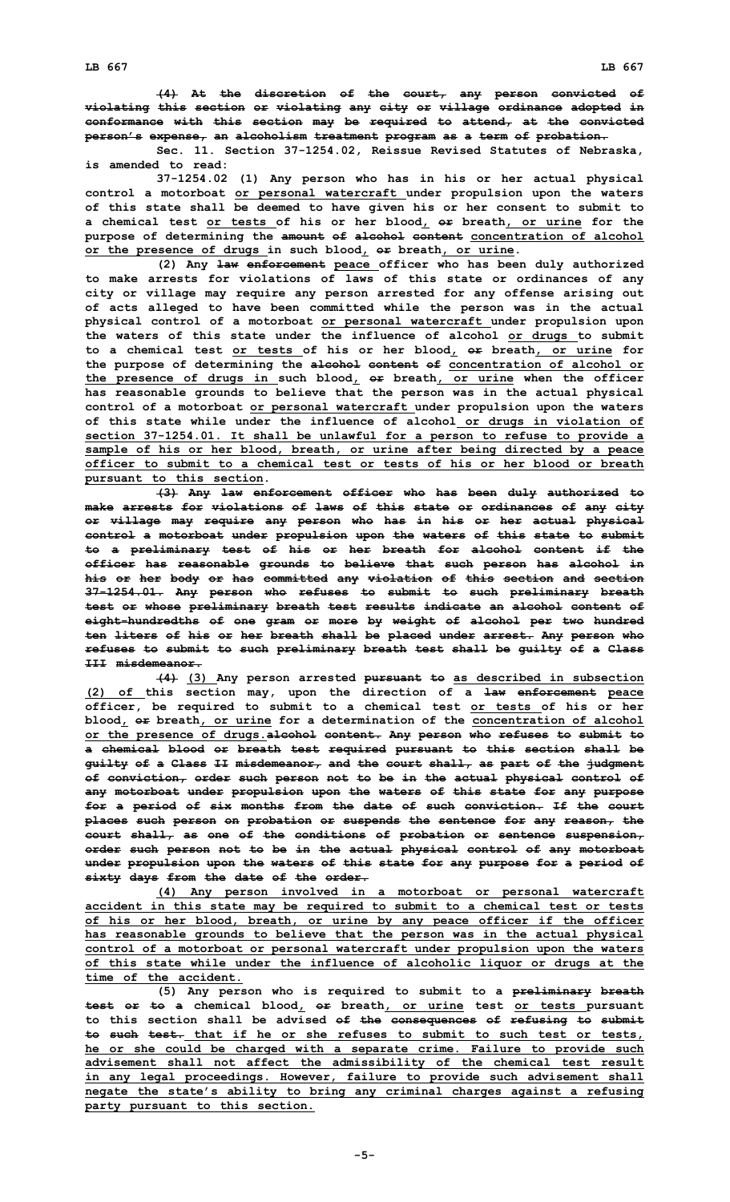~~(4) At the discretion of the court, any person convicted of violating this section or violating any city or village ordinance adopted in conformance with this section may be required to attend, at the convicted person's expense, an alcoholism treatment program as a term of probation.~~

Sec. 11. Section 37-1254.02, Reissue Revised Statutes of Nebraska, is amended to read:

37-1254.02 (1) Any person who has in his or her actual physical control a motorboat or personal watercraft under propulsion upon the waters of this state shall be deemed to have given his or her consent to submit to a chemical test or tests of his or her blood, ~~or~~ breath, or urine for the purpose of determining the ~~amount of alcohol content~~ concentration of alcohol or the presence of drugs in such blood, ~~or~~ breath, or urine.

(2) Any ~~law enforcement~~ peace officer who has been duly authorized to make arrests for violations of laws of this state or ordinances of any city or village may require any person arrested for any offense arising out of acts alleged to have been committed while the person was in the actual physical control of a motorboat or personal watercraft under propulsion upon the waters of this state under the influence of alcohol or drugs to submit to a chemical test or tests of his or her blood, ~~or~~ breath, or urine for the purpose of determining the ~~alcohol content of~~ concentration of alcohol or the presence of drugs in such blood, ~~or~~ breath, or urine when the officer has reasonable grounds to believe that the person was in the actual physical control of a motorboat or personal watercraft under propulsion upon the waters of this state while under the influence of alcohol or drugs in violation of section 37-1254.01. It shall be unlawful for a person to refuse to provide a sample of his or her blood, breath, or urine after being directed by a peace officer to submit to a chemical test or tests of his or her blood or breath pursuant to this section.

~~(3) Any law enforcement officer who has been duly authorized to make arrests for violations of laws of this state or ordinances of any city or village may require any person who has in his or her actual physical control a motorboat under propulsion upon the waters of this state to submit to a preliminary test of his or her breath for alcohol content if the officer has reasonable grounds to believe that such person has alcohol in his or her body or has committed any violation of this section and section 37-1254.01. Any person who refuses to submit to such preliminary breath test or whose preliminary breath test results indicate an alcohol content of eight-hundredths of one gram or more by weight of alcohol per two hundred ten liters of his or her breath shall be placed under arrest. Any person who refuses to submit to such preliminary breath test shall be guilty of a Class III misdemeanor.~~

~~(4)~~ (3) Any person arrested ~~pursuant to~~ as described in subsection (2) of this section may, upon the direction of a ~~law enforcement~~ peace officer, be required to submit to a chemical test or tests of his or her blood, ~~or~~ breath, or urine for a determination of the concentration of alcohol or the presence of drugs.~~alcohol content. Any person who refuses to submit to a chemical blood or breath test required pursuant to this section shall be guilty of a Class II misdemeanor, and the court shall, as part of the judgment of conviction, order such person not to be in the actual physical control of any motorboat under propulsion upon the waters of this state for any purpose for a period of six months from the date of such conviction. If the court places such person on probation or suspends the sentence for any reason, the court shall, as one of the conditions of probation or sentence suspension, order such person not to be in the actual physical control of any motorboat under propulsion upon the waters of this state for any purpose for a period of sixty days from the date of the order.~~

(4) Any person involved in a motorboat or personal watercraft accident in this state may be required to submit to a chemical test or tests of his or her blood, breath, or urine by any peace officer if the officer has reasonable grounds to believe that the person was in the actual physical control of a motorboat or personal watercraft under propulsion upon the waters of this state while under the influence of alcoholic liquor or drugs at the time of the accident.

(5) Any person who is required to submit to a ~~preliminary breath test or to a~~ chemical blood, ~~or~~ breath, or urine test or tests pursuant to this section shall be advised ~~of the consequences of refusing to submit to such test.~~ that if he or she refuses to submit to such test or tests, he or she could be charged with a separate crime. Failure to provide such advisement shall not affect the admissibility of the chemical test result in any legal proceedings. However, failure to provide such advisement shall negate the state's ability to bring any criminal charges against a refusing party pursuant to this section.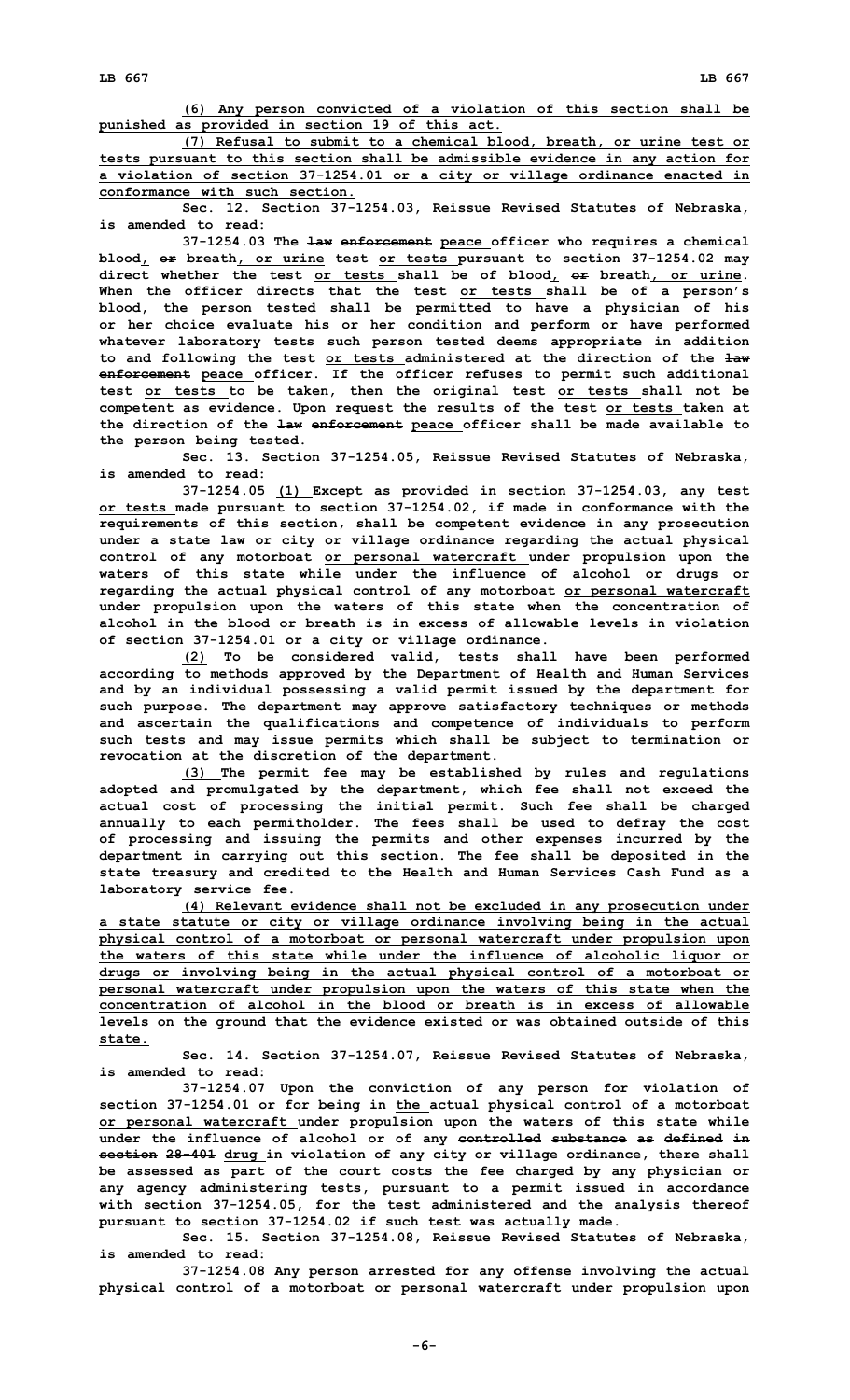(6) Any person convicted of a violation of this section shall be punished as provided in section 19 of this act.

(7) Refusal to submit to a chemical blood, breath, or urine test or tests pursuant to this section shall be admissible evidence in any action for a violation of section 37-1254.01 or a city or village ordinance enacted in conformance with such section.

Sec. 12. Section 37-1254.03, Reissue Revised Statutes of Nebraska, is amended to read:

37-1254.03 The law enforcement peace officer who requires a chemical blood, or breath, or urine test or tests pursuant to section 37-1254.02 may direct whether the test or tests shall be of blood, or breath, or urine. When the officer directs that the test or tests shall be of a person's blood, the person tested shall be permitted to have a physician of his or her choice evaluate his or her condition and perform or have performed whatever laboratory tests such person tested deems appropriate in addition to and following the test or tests administered at the direction of the law enforcement peace officer. If the officer refuses to permit such additional test or tests to be taken, then the original test or tests shall not be competent as evidence. Upon request the results of the test or tests taken at the direction of the law enforcement peace officer shall be made available to the person being tested.

Sec. 13. Section 37-1254.05, Reissue Revised Statutes of Nebraska, is amended to read:

37-1254.05 (1) Except as provided in section 37-1254.03, any test or tests made pursuant to section 37-1254.02, if made in conformance with the requirements of this section, shall be competent evidence in any prosecution under a state law or city or village ordinance regarding the actual physical control of any motorboat or personal watercraft under propulsion upon the waters of this state while under the influence of alcohol or drugs or regarding the actual physical control of any motorboat or personal watercraft under propulsion upon the waters of this state when the concentration of alcohol in the blood or breath is in excess of allowable levels in violation of section 37-1254.01 or a city or village ordinance.

(2) To be considered valid, tests shall have been performed according to methods approved by the Department of Health and Human Services and by an individual possessing a valid permit issued by the department for such purpose. The department may approve satisfactory techniques or methods and ascertain the qualifications and competence of individuals to perform such tests and may issue permits which shall be subject to termination or revocation at the discretion of the department.

(3) The permit fee may be established by rules and regulations adopted and promulgated by the department, which fee shall not exceed the actual cost of processing the initial permit. Such fee shall be charged annually to each permitholder. The fees shall be used to defray the cost of processing and issuing the permits and other expenses incurred by the department in carrying out this section. The fee shall be deposited in the state treasury and credited to the Health and Human Services Cash Fund as a laboratory service fee.

(4) Relevant evidence shall not be excluded in any prosecution under a state statute or city or village ordinance involving being in the actual physical control of a motorboat or personal watercraft under propulsion upon the waters of this state while under the influence of alcoholic liquor or drugs or involving being in the actual physical control of a motorboat or personal watercraft under propulsion upon the waters of this state when the concentration of alcohol in the blood or breath is in excess of allowable levels on the ground that the evidence existed or was obtained outside of this state.

Sec. 14. Section 37-1254.07, Reissue Revised Statutes of Nebraska, is amended to read:

37-1254.07 Upon the conviction of any person for violation of section 37-1254.01 or for being in the actual physical control of a motorboat or personal watercraft under propulsion upon the waters of this state while under the influence of alcohol or of any controlled substance as defined in section 28-401 drug in violation of any city or village ordinance, there shall be assessed as part of the court costs the fee charged by any physician or any agency administering tests, pursuant to a permit issued in accordance with section 37-1254.05, for the test administered and the analysis thereof pursuant to section 37-1254.02 if such test was actually made.

Sec. 15. Section 37-1254.08, Reissue Revised Statutes of Nebraska, is amended to read:

37-1254.08 Any person arrested for any offense involving the actual physical control of a motorboat or personal watercraft under propulsion upon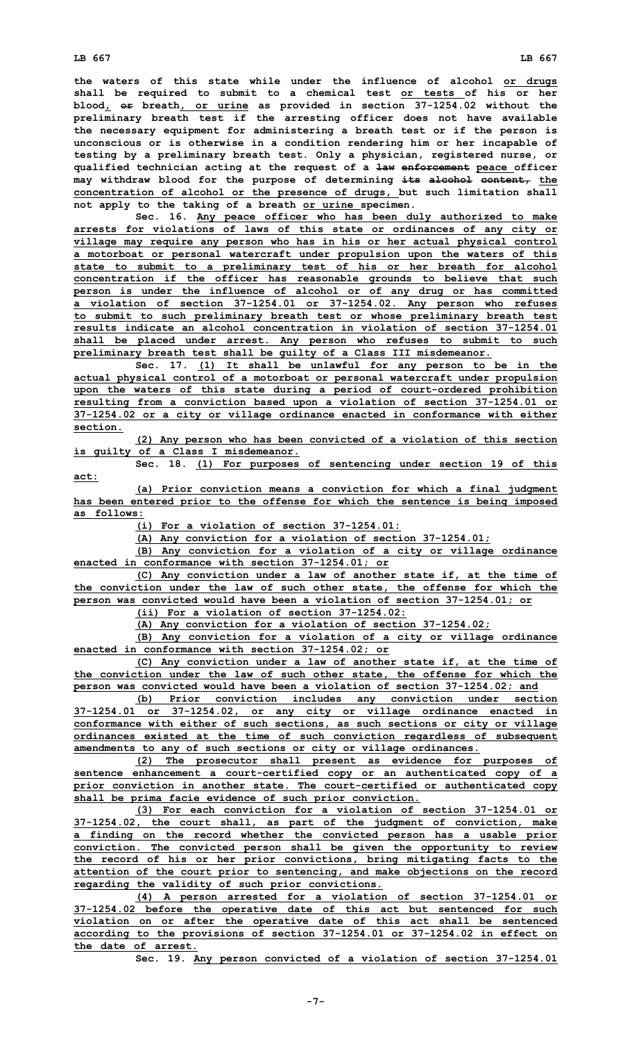the waters of this state while under the influence of alcohol or drugs shall be required to submit to a chemical test or tests of his or her blood, or breath, or urine as provided in section 37-1254.02 without the preliminary breath test if the arresting officer does not have available the necessary equipment for administering a breath test or if the person is unconscious or is otherwise in a condition rendering him or her incapable of testing by a preliminary breath test. Only a physician, registered nurse, or qualified technician acting at the request of a law enforcement peace officer may withdraw blood for the purpose of determining its alcohol content, the concentration of alcohol or the presence of drugs, but such limitation shall not apply to the taking of a breath or urine specimen.

Sec. 16. Any peace officer who has been duly authorized to make arrests for violations of laws of this state or ordinances of any city or village may require any person who has in his or her actual physical control a motorboat or personal watercraft under propulsion upon the waters of this state to submit to a preliminary test of his or her breath for alcohol concentration if the officer has reasonable grounds to believe that such person is under the influence of alcohol or of any drug or has committed a violation of section 37-1254.01 or 37-1254.02. Any person who refuses to submit to such preliminary breath test or whose preliminary breath test results indicate an alcohol concentration in violation of section 37-1254.01 shall be placed under arrest. Any person who refuses to submit to such preliminary breath test shall be guilty of a Class III misdemeanor.

Sec. 17. (1) It shall be unlawful for any person to be in the actual physical control of a motorboat or personal watercraft under propulsion upon the waters of this state during a period of court-ordered prohibition resulting from a conviction based upon a violation of section 37-1254.01 or 37-1254.02 or a city or village ordinance enacted in conformance with either section.

(2) Any person who has been convicted of a violation of this section is guilty of a Class I misdemeanor.

Sec. 18. (1) For purposes of sentencing under section 19 of this act:

(a) Prior conviction means a conviction for which a final judgment has been entered prior to the offense for which the sentence is being imposed as follows:

(i) For a violation of section 37-1254.01:

(A) Any conviction for a violation of section 37-1254.01;

(B) Any conviction for a violation of a city or village ordinance enacted in conformance with section 37-1254.01; or

(C) Any conviction under a law of another state if, at the time of the conviction under the law of such other state, the offense for which the person was convicted would have been a violation of section 37-1254.01; or

(ii) For a violation of section 37-1254.02:

(A) Any conviction for a violation of section 37-1254.02;

(B) Any conviction for a violation of a city or village ordinance enacted in conformance with section 37-1254.02; or

(C) Any conviction under a law of another state if, at the time of the conviction under the law of such other state, the offense for which the person was convicted would have been a violation of section 37-1254.02; and

(b) Prior conviction includes any conviction under section 37-1254.01 or 37-1254.02, or any city or village ordinance enacted in conformance with either of such sections, as such sections or city or village ordinances existed at the time of such conviction regardless of subsequent amendments to any of such sections or city or village ordinances.

(2) The prosecutor shall present as evidence for purposes of sentence enhancement a court-certified copy or an authenticated copy of a prior conviction in another state. The court-certified or authenticated copy shall be prima facie evidence of such prior conviction.

(3) For each conviction for a violation of section 37-1254.01 or 37-1254.02, the court shall, as part of the judgment of conviction, make a finding on the record whether the convicted person has a usable prior conviction. The convicted person shall be given the opportunity to review the record of his or her prior convictions, bring mitigating facts to the attention of the court prior to sentencing, and make objections on the record regarding the validity of such prior convictions.

(4) A person arrested for a violation of section 37-1254.01 or 37-1254.02 before the operative date of this act but sentenced for such violation on or after the operative date of this act shall be sentenced according to the provisions of section 37-1254.01 or 37-1254.02 in effect on the date of arrest.

Sec. 19. Any person convicted of a violation of section 37-1254.01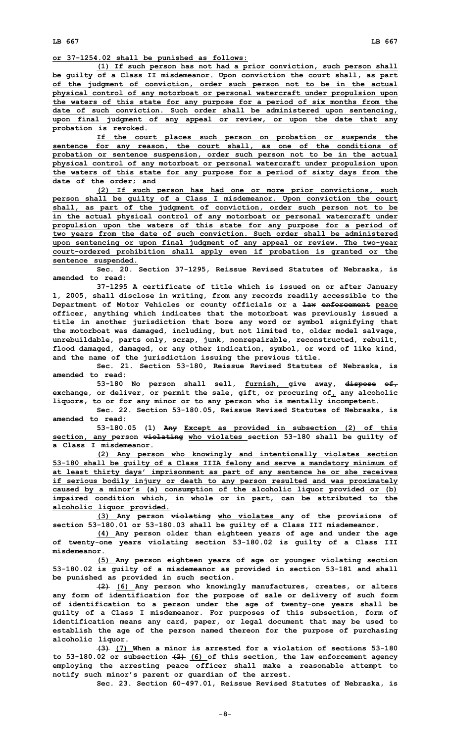or 37-1254.02 shall be punished as follows:

(1) If such person has not had a prior conviction, such person shall be guilty of a Class II misdemeanor. Upon conviction the court shall, as part of the judgment of conviction, order such person not to be in the actual physical control of any motorboat or personal watercraft under propulsion upon the waters of this state for any purpose for a period of six months from the date of such conviction. Such order shall be administered upon sentencing, upon final judgment of any appeal or review, or upon the date that any probation is revoked.

If the court places such person on probation or suspends the sentence for any reason, the court shall, as one of the conditions of probation or sentence suspension, order such person not to be in the actual physical control of any motorboat or personal watercraft under propulsion upon the waters of this state for any purpose for a period of sixty days from the date of the order; and

(2) If such person has had one or more prior convictions, such person shall be guilty of a Class I misdemeanor. Upon conviction the court shall, as part of the judgment of conviction, order such person not to be in the actual physical control of any motorboat or personal watercraft under propulsion upon the waters of this state for any purpose for a period of two years from the date of such conviction. Such order shall be administered upon sentencing or upon final judgment of any appeal or review. The two-year court-ordered prohibition shall apply even if probation is granted or the sentence suspended.

Sec. 20. Section 37-1295, Reissue Revised Statutes of Nebraska, is amended to read:

37-1295 A certificate of title which is issued on or after January 1, 2005, shall disclose in writing, from any records readily accessible to the Department of Motor Vehicles or county officials or a ~~law enforcement~~ peace officer, anything which indicates that the motorboat was previously issued a title in another jurisdiction that bore any word or symbol signifying that the motorboat was damaged, including, but not limited to, older model salvage, unrebuildable, parts only, scrap, junk, nonrepairable, reconstructed, rebuilt, flood damaged, damaged, or any other indication, symbol, or word of like kind, and the name of the jurisdiction issuing the previous title.

Sec. 21. Section 53-180, Reissue Revised Statutes of Nebraska, is amended to read:

53-180 No person shall sell, furnish, give away, ~~dispose of,~~ exchange, or deliver, or permit the sale, gift, or procuring of, any alcoholic liquors~~,~~ to or for any minor or to any person who is mentally incompetent.

Sec. 22. Section 53-180.05, Reissue Revised Statutes of Nebraska, is amended to read:

53-180.05 (1) ~~Any~~ Except as provided in subsection (2) of this section, any person ~~violating~~ who violates section 53-180 shall be guilty of a Class I misdemeanor.

(2) Any person who knowingly and intentionally violates section 53-180 shall be guilty of a Class IIIA felony and serve a mandatory minimum of at least thirty days' imprisonment as part of any sentence he or she receives if serious bodily injury or death to any person resulted and was proximately caused by a minor's (a) consumption of the alcoholic liquor provided or (b) impaired condition which, in whole or in part, can be attributed to the alcoholic liquor provided.

(3) Any person ~~violating~~ who violates any of the provisions of section 53-180.01 or 53-180.03 shall be guilty of a Class III misdemeanor.

(4) Any person older than eighteen years of age and under the age of twenty-one years violating section 53-180.02 is guilty of a Class III misdemeanor.

(5) Any person eighteen years of age or younger violating section 53-180.02 is guilty of a misdemeanor as provided in section 53-181 and shall be punished as provided in such section.

~~(2)~~ (6) Any person who knowingly manufactures, creates, or alters any form of identification for the purpose of sale or delivery of such form of identification to a person under the age of twenty-one years shall be guilty of a Class I misdemeanor. For purposes of this subsection, form of identification means any card, paper, or legal document that may be used to establish the age of the person named thereon for the purpose of purchasing alcoholic liquor.

~~(3)~~ (7) When a minor is arrested for a violation of sections 53-180 to 53-180.02 or subsection ~~(2)~~ (6) of this section, the law enforcement agency employing the arresting peace officer shall make a reasonable attempt to notify such minor's parent or guardian of the arrest.

Sec. 23. Section 60-497.01, Reissue Revised Statutes of Nebraska, is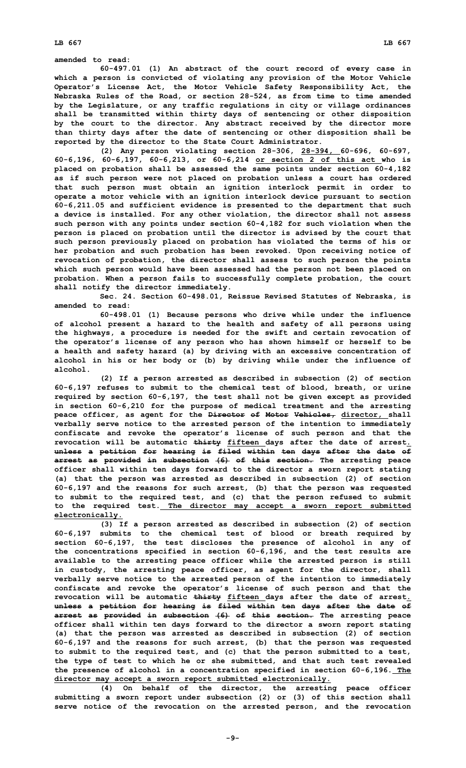**amended to read:**

**60-497.01 (1) An abstract of the court record of every case in which a person is convicted of violating any provision of the Motor Vehicle Operator's License Act, the Motor Vehicle Safety Responsibility Act, the Nebraska Rules of the Road, or section 28-524, as from time to time amended by the Legislature, or any traffic regulations in city or village ordinances shall be transmitted within thirty days of sentencing or other disposition by the court to the director. Any abstract received by the director more than thirty days after the date of sentencing or other disposition shall be reported by the director to the State Court Administrator.**

**(2) Any person violating section 28-306, <u>28-394,</u> 60-696, 60-697, 60-6,196, 60-6,197, 60-6,213, or 60-6,214 <u>or section 2 of this act</u> who is placed on probation shall be assessed the same points under section 60-4,182 as if such person were not placed on probation unless a court has ordered that such person must obtain an ignition interlock permit in order to operate a motor vehicle with an ignition interlock device pursuant to section 60-6,211.05 and sufficient evidence is presented to the department that such a device is installed. For any other violation, the director shall not assess such person with any points under section 60-4,182 for such violation when the person is placed on probation until the director is advised by the court that such person previously placed on probation has violated the terms of his or her probation and such probation has been revoked. Upon receiving notice of revocation of probation, the director shall assess to such person the points which such person would have been assessed had the person not been placed on probation. When a person fails to successfully complete probation, the court shall notify the director immediately.**

**Sec. 24. Section 60-498.01, Reissue Revised Statutes of Nebraska, is amended to read:**

**60-498.01 (1) Because persons who drive while under the influence of alcohol present a hazard to the health and safety of all persons using the highways, a procedure is needed for the swift and certain revocation of the operator's license of any person who has shown himself or herself to be a health and safety hazard (a) by driving with an excessive concentration of alcohol in his or her body or (b) by driving while under the influence of alcohol.**

**(2) If a person arrested as described in subsection (2) of section 60-6,197 refuses to submit to the chemical test of blood, breath, or urine required by section 60-6,197, the test shall not be given except as provided in section 60-6,210 for the purpose of medical treatment and the arresting peace officer, as agent for the ~~Director of Motor Vehicles,~~ <u>director,</u> shall verbally serve notice to the arrested person of the intention to immediately confiscate and revoke the operator's license of such person and that the revocation will be automatic ~~thirty~~ <u>fifteen</u> days after the date of arrest<u>.</u> ~~unless a petition for hearing is filed within ten days after the date of arrest as provided in subsection (6) of this section.~~ The arresting peace officer shall within ten days forward to the director a sworn report stating (a) that the person was arrested as described in subsection (2) of section 60-6,197 and the reasons for such arrest, (b) that the person was requested to submit to the required test, and (c) that the person refused to submit to the required test.<u> The director may accept a sworn report submitted electronically.</u>**

**(3) If a person arrested as described in subsection (2) of section 60-6,197 submits to the chemical test of blood or breath required by section 60-6,197, the test discloses the presence of alcohol in any of the concentrations specified in section 60-6,196, and the test results are available to the arresting peace officer while the arrested person is still in custody, the arresting peace officer, as agent for the director, shall verbally serve notice to the arrested person of the intention to immediately confiscate and revoke the operator's license of such person and that the revocation will be automatic ~~thirty~~ <u>fifteen</u> days after the date of arrest<u>.</u> ~~unless a petition for hearing is filed within ten days after the date of arrest as provided in subsection (6) of this section.~~ The arresting peace officer shall within ten days forward to the director a sworn report stating (a) that the person was arrested as described in subsection (2) of section 60-6,197 and the reasons for such arrest, (b) that the person was requested to submit to the required test, and (c) that the person submitted to a test, the type of test to which he or she submitted, and that such test revealed the presence of alcohol in a concentration specified in section 60-6,196.<u> The director may accept a sworn report submitted electronically.</u>**

**(4) On behalf of the director, the arresting peace officer submitting a sworn report under subsection (2) or (3) of this section shall serve notice of the revocation on the arrested person, and the revocation**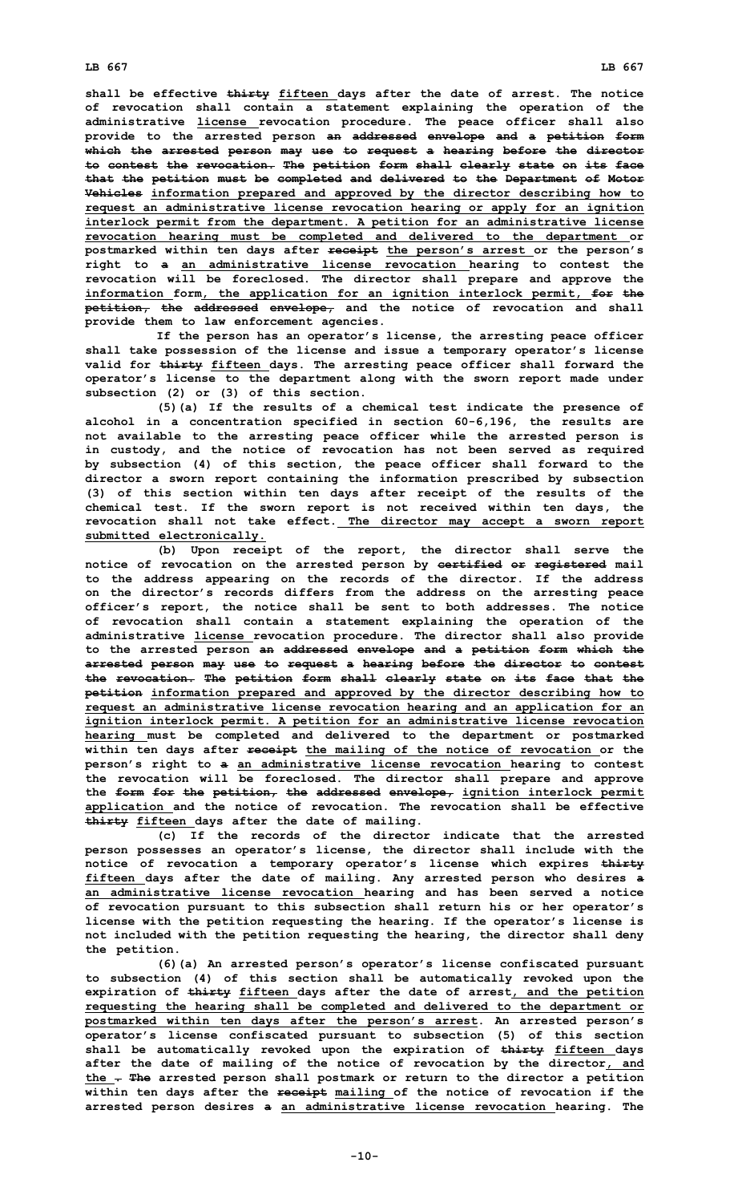shall be effective ~~thirty~~ <u>fifteen</u> days after the date of arrest. The notice of revocation shall contain a statement explaining the operation of the administrative <u>license</u> revocation procedure. The peace officer shall also provide to the arrested person ~~an addressed envelope and a petition form which the arrested person may use to request a hearing before the director to contest the revocation. The petition form shall clearly state on its face that the petition must be completed and delivered to the Department of Motor Vehicles~~ <u>information prepared and approved by the director describing how to request an administrative license revocation hearing or apply for an ignition interlock permit from the department. A petition for an administrative license revocation hearing must be completed and delivered to the department</u> or postmarked within ten days after ~~receipt~~ <u>the person's arrest</u> or the person's right to ~~a~~ <u>an administrative license revocation</u> hearing to contest the revocation will be foreclosed. The director shall prepare and approve the <u>information</u> form<u>, the application for an ignition interlock permit,</u> ~~for the petition, the addressed envelope,~~ and the notice of revocation and shall provide them to law enforcement agencies.

If the person has an operator's license, the arresting peace officer shall take possession of the license and issue a temporary operator's license valid for ~~thirty~~ <u>fifteen</u> days. The arresting peace officer shall forward the operator's license to the department along with the sworn report made under subsection (2) or (3) of this section.

(5)(a) If the results of a chemical test indicate the presence of alcohol in a concentration specified in section 60-6,196, the results are not available to the arresting peace officer while the arrested person is in custody, and the notice of revocation has not been served as required by subsection (4) of this section, the peace officer shall forward to the director a sworn report containing the information prescribed by subsection (3) of this section within ten days after receipt of the results of the chemical test. If the sworn report is not received within ten days, the revocation shall not take effect.<u> The director may accept a sworn report submitted electronically.</u>

(b) Upon receipt of the report, the director shall serve the notice of revocation on the arrested person by ~~certified or registered~~ mail to the address appearing on the records of the director. If the address on the director's records differs from the address on the arresting peace officer's report, the notice shall be sent to both addresses. The notice of revocation shall contain a statement explaining the operation of the administrative <u>license</u> revocation procedure. The director shall also provide to the arrested person ~~an addressed envelope and a petition form which the arrested person may use to request a hearing before the director to contest the revocation. The petition form shall clearly state on its face that the petition~~ <u>information prepared and approved by the director describing how to request an administrative license revocation hearing and an application for an ignition interlock permit. A petition for an administrative license revocation hearing</u> must be completed and delivered to the department or postmarked within ten days after ~~receipt~~ <u>the mailing of the notice of revocation</u> or the person's right to ~~a~~ <u>an administrative license revocation</u> hearing to contest the revocation will be foreclosed. The director shall prepare and approve the ~~form for the petition, the addressed envelope,~~ <u>ignition interlock permit application</u> and the notice of revocation. The revocation shall be effective ~~thirty~~ <u>fifteen</u> days after the date of mailing.

(c) If the records of the director indicate that the arrested person possesses an operator's license, the director shall include with the notice of revocation a temporary operator's license which expires ~~thirty~~ <u>fifteen</u> days after the date of mailing. Any arrested person who desires ~~a~~ <u>an administrative license revocation</u> hearing and has been served a notice of revocation pursuant to this subsection shall return his or her operator's license with the petition requesting the hearing. If the operator's license is not included with the petition requesting the hearing, the director shall deny the petition.

(6)(a) An arrested person's operator's license confiscated pursuant to subsection (4) of this section shall be automatically revoked upon the expiration of ~~thirty~~ <u>fifteen</u> days after the date of arrest<u>, and the petition requesting the hearing shall be completed and delivered to the department or postmarked within ten days after the person's arrest</u>. An arrested person's operator's license confiscated pursuant to subsection (5) of this section shall be automatically revoked upon the expiration of ~~thirty~~ <u>fifteen</u> days after the date of mailing of the notice of revocation by the director<u>, and the</u> ~~. The~~ arrested person shall postmark or return to the director a petition within ten days after the ~~receipt~~ <u>mailing</u> of the notice of revocation if the arrested person desires ~~a~~ <u>an administrative license revocation</u> hearing. The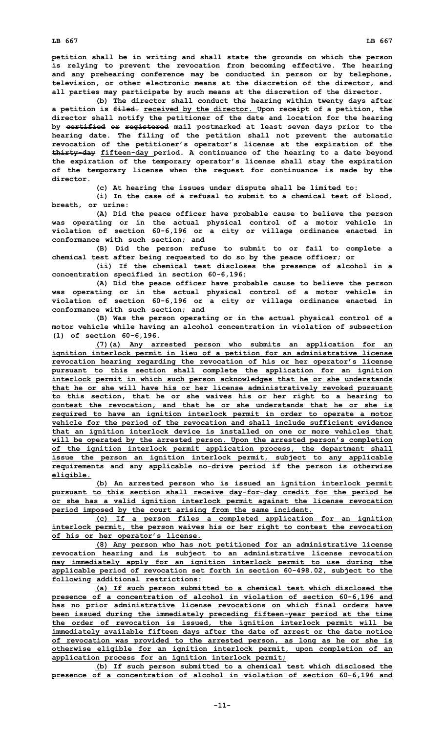petition shall be in writing and shall state the grounds on which the person is relying to prevent the revocation from becoming effective. The hearing and any prehearing conference may be conducted in person or by telephone, television, or other electronic means at the discretion of the director, and all parties may participate by such means at the discretion of the director.

(b) The director shall conduct the hearing within twenty days after a petition is ~~filed.~~ received by the director. Upon receipt of a petition, the director shall notify the petitioner of the date and location for the hearing by ~~certified or registered~~ mail postmarked at least seven days prior to the hearing date. The filing of the petition shall not prevent the automatic revocation of the petitioner's operator's license at the expiration of the ~~thirty-day~~ fifteen-day period. A continuance of the hearing to a date beyond the expiration of the temporary operator's license shall stay the expiration of the temporary license when the request for continuance is made by the director.

(c) At hearing the issues under dispute shall be limited to:

(i) In the case of a refusal to submit to a chemical test of blood, breath, or urine:

(A) Did the peace officer have probable cause to believe the person was operating or in the actual physical control of a motor vehicle in violation of section 60-6,196 or a city or village ordinance enacted in conformance with such section; and

(B) Did the person refuse to submit to or fail to complete a chemical test after being requested to do so by the peace officer; or

(ii) If the chemical test discloses the presence of alcohol in a concentration specified in section 60-6,196:

(A) Did the peace officer have probable cause to believe the person was operating or in the actual physical control of a motor vehicle in violation of section 60-6,196 or a city or village ordinance enacted in conformance with such section; and

(B) Was the person operating or in the actual physical control of a motor vehicle while having an alcohol concentration in violation of subsection (1) of section 60-6,196.

(7)(a) Any arrested person who submits an application for an ignition interlock permit in lieu of a petition for an administrative license revocation hearing regarding the revocation of his or her operator's license pursuant to this section shall complete the application for an ignition interlock permit in which such person acknowledges that he or she understands that he or she will have his or her license administratively revoked pursuant to this section, that he or she waives his or her right to a hearing to contest the revocation, and that he or she understands that he or she is required to have an ignition interlock permit in order to operate a motor vehicle for the period of the revocation and shall include sufficient evidence that an ignition interlock device is installed on one or more vehicles that will be operated by the arrested person. Upon the arrested person's completion of the ignition interlock permit application process, the department shall issue the person an ignition interlock permit, subject to any applicable requirements and any applicable no-drive period if the person is otherwise eligible.

(b) An arrested person who is issued an ignition interlock permit pursuant to this section shall receive day-for-day credit for the period he or she has a valid ignition interlock permit against the license revocation period imposed by the court arising from the same incident.

(c) If a person files a completed application for an ignition interlock permit, the person waives his or her right to contest the revocation of his or her operator's license.

(8) Any person who has not petitioned for an administrative license revocation hearing and is subject to an administrative license revocation may immediately apply for an ignition interlock permit to use during the applicable period of revocation set forth in section 60-498.02, subject to the following additional restrictions:

(a) If such person submitted to a chemical test which disclosed the presence of a concentration of alcohol in violation of section 60-6,196 and has no prior administrative license revocations on which final orders have been issued during the immediately preceding fifteen-year period at the time the order of revocation is issued, the ignition interlock permit will be immediately available fifteen days after the date of arrest or the date notice of revocation was provided to the arrested person, as long as he or she is otherwise eligible for an ignition interlock permit, upon completion of an application process for an ignition interlock permit;

(b) If such person submitted to a chemical test which disclosed the presence of a concentration of alcohol in violation of section 60-6,196 and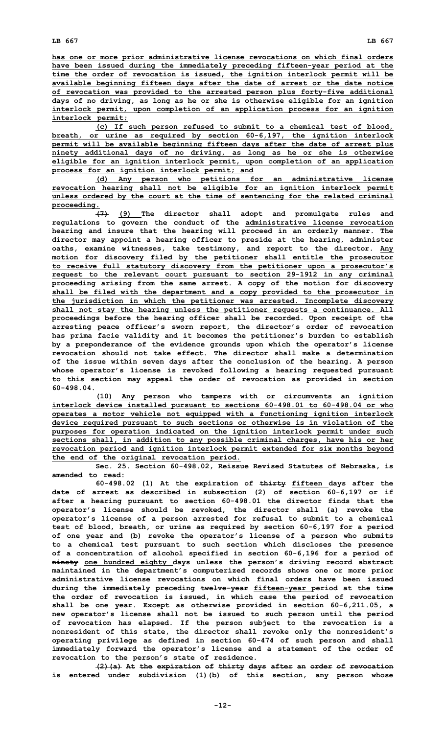has one or more prior administrative license revocations on which final orders have been issued during the immediately preceding fifteen-year period at the time the order of revocation is issued, the ignition interlock permit will be available beginning fifteen days after the date of arrest or the date notice of revocation was provided to the arrested person plus forty-five additional days of no driving, as long as he or she is otherwise eligible for an ignition interlock permit, upon completion of an application process for an ignition interlock permit;

(c) If such person refused to submit to a chemical test of blood, breath, or urine as required by section 60-6,197, the ignition interlock permit will be available beginning fifteen days after the date of arrest plus ninety additional days of no driving, as long as he or she is otherwise eligible for an ignition interlock permit, upon completion of an application process for an ignition interlock permit; and

(d) Any person who petitions for an administrative license revocation hearing shall not be eligible for an ignition interlock permit unless ordered by the court at the time of sentencing for the related criminal proceeding.

~~(7)~~ (9) The director shall adopt and promulgate rules and regulations to govern the conduct of the administrative license revocation hearing and insure that the hearing will proceed in an orderly manner. The director may appoint a hearing officer to preside at the hearing, administer oaths, examine witnesses, take testimony, and report to the director. Any motion for discovery filed by the petitioner shall entitle the prosecutor to receive full statutory discovery from the petitioner upon a prosecutor's request to the relevant court pursuant to section 29-1912 in any criminal proceeding arising from the same arrest. A copy of the motion for discovery shall be filed with the department and a copy provided to the prosecutor in the jurisdiction in which the petitioner was arrested. Incomplete discovery shall not stay the hearing unless the petitioner requests a continuance. All proceedings before the hearing officer shall be recorded. Upon receipt of the arresting peace officer's sworn report, the director's order of revocation has prima facie validity and it becomes the petitioner's burden to establish by a preponderance of the evidence grounds upon which the operator's license revocation should not take effect. The director shall make a determination of the issue within seven days after the conclusion of the hearing. A person whose operator's license is revoked following a hearing requested pursuant to this section may appeal the order of revocation as provided in section 60-498.04.

(10) Any person who tampers with or circumvents an ignition interlock device installed pursuant to sections 60-498.01 to 60-498.04 or who operates a motor vehicle not equipped with a functioning ignition interlock device required pursuant to such sections or otherwise is in violation of the purposes for operation indicated on the ignition interlock permit under such sections shall, in addition to any possible criminal charges, have his or her revocation period and ignition interlock permit extended for six months beyond the end of the original revocation period.

Sec. 25. Section 60-498.02, Reissue Revised Statutes of Nebraska, is amended to read:

60-498.02 (1) At the expiration of ~~thirty~~ fifteen days after the date of arrest as described in subsection (2) of section 60-6,197 or if after a hearing pursuant to section 60-498.01 the director finds that the operator's license should be revoked, the director shall (a) revoke the operator's license of a person arrested for refusal to submit to a chemical test of blood, breath, or urine as required by section 60-6,197 for a period of one year and (b) revoke the operator's license of a person who submits to a chemical test pursuant to such section which discloses the presence of a concentration of alcohol specified in section 60-6,196 for a period of ~~ninety~~ one hundred eighty days unless the person's driving record abstract maintained in the department's computerized records shows one or more prior administrative license revocations on which final orders have been issued during the immediately preceding ~~twelve-year~~ fifteen-year period at the time the order of revocation is issued, in which case the period of revocation shall be one year. Except as otherwise provided in section 60-6,211.05, a new operator's license shall not be issued to such person until the period of revocation has elapsed. If the person subject to the revocation is a nonresident of this state, the director shall revoke only the nonresident's operating privilege as defined in section 60-474 of such person and shall immediately forward the operator's license and a statement of the order of revocation to the person's state of residence.

~~(2)(a) At the expiration of thirty days after an order of revocation is entered under subdivision (1)(b) of this section, any person whose~~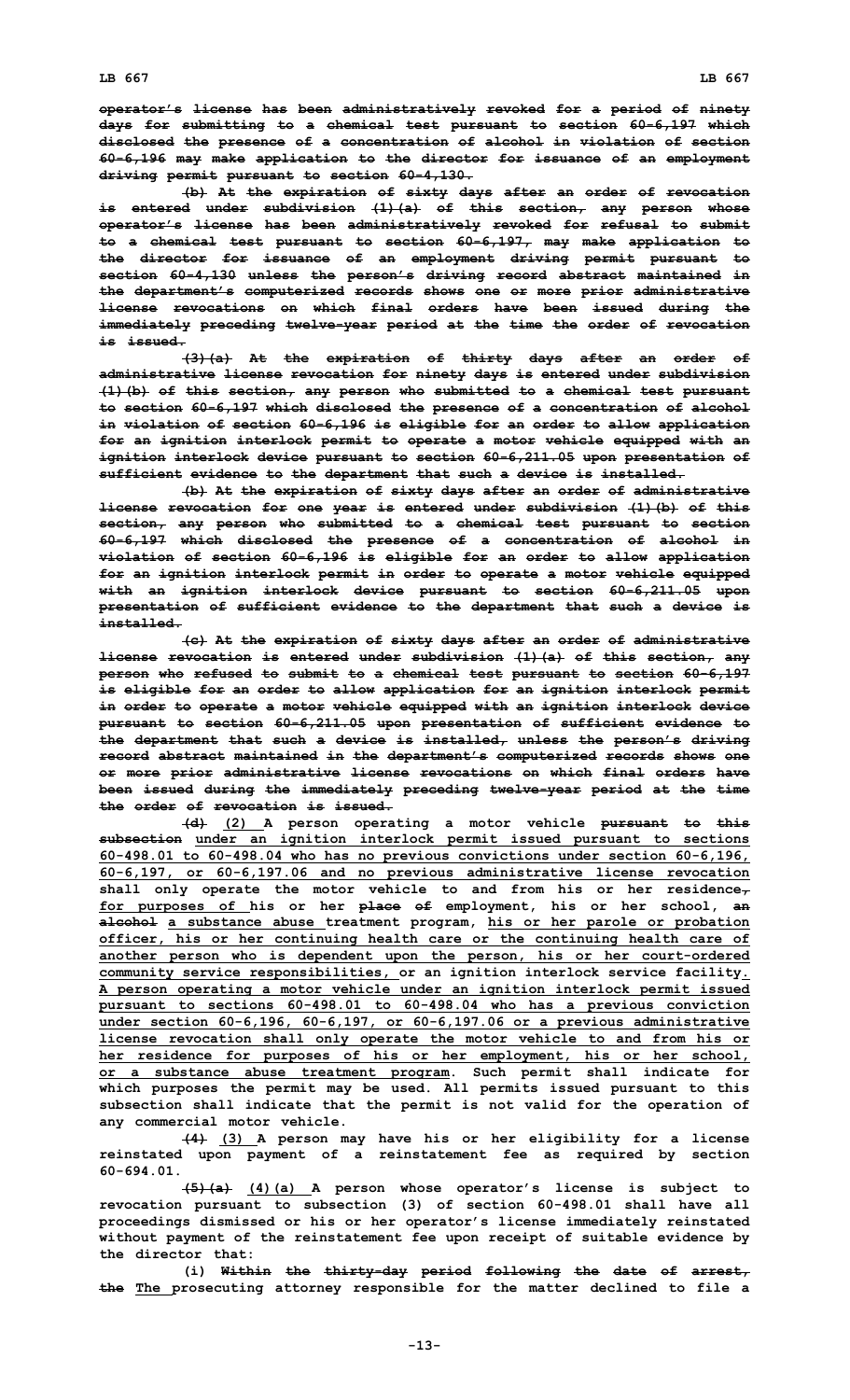operator's license has been administratively revoked for a period of ninety days for submitting to a chemical test pursuant to section 60-6,197 which disclosed the presence of a concentration of alcohol in violation of section 60-6,196 may make application to the director for issuance of an employment driving permit pursuant to section 60-4,130.

(b) At the expiration of sixty days after an order of revocation is entered under subdivision (1)(a) of this section, any person whose operator's license has been administratively revoked for refusal to submit to a chemical test pursuant to section 60-6,197, may make application to the director for issuance of an employment driving permit pursuant to section 60-4,130 unless the person's driving record abstract maintained in the department's computerized records shows one or more prior administrative license revocations on which final orders have been issued during the immediately preceding twelve-year period at the time the order of revocation is issued.

(3)(a) At the expiration of thirty days after an order of administrative license revocation for ninety days is entered under subdivision (1)(b) of this section, any person who submitted to a chemical test pursuant to section 60-6,197 which disclosed the presence of a concentration of alcohol in violation of section 60-6,196 is eligible for an order to allow application for an ignition interlock permit to operate a motor vehicle equipped with an ignition interlock device pursuant to section 60-6,211.05 upon presentation of sufficient evidence to the department that such a device is installed.

(b) At the expiration of sixty days after an order of administrative license revocation for one year is entered under subdivision (1)(b) of this section, any person who submitted to a chemical test pursuant to section 60-6,197 which disclosed the presence of a concentration of alcohol in violation of section 60-6,196 is eligible for an order to allow application for an ignition interlock permit in order to operate a motor vehicle equipped with an ignition interlock device pursuant to section 60-6,211.05 upon presentation of sufficient evidence to the department that such a device is installed.

(c) At the expiration of sixty days after an order of administrative license revocation is entered under subdivision (1)(a) of this section, any person who refused to submit to a chemical test pursuant to section 60-6,197 is eligible for an order to allow application for an ignition interlock permit in order to operate a motor vehicle equipped with an ignition interlock device pursuant to section 60-6,211.05 upon presentation of sufficient evidence to the department that such a device is installed, unless the person's driving record abstract maintained in the department's computerized records shows one or more prior administrative license revocations on which final orders have been issued during the immediately preceding twelve-year period at the time the order of revocation is issued.

(d) (2) A person operating a motor vehicle pursuant to this subsection under an ignition interlock permit issued pursuant to sections 60-498.01 to 60-498.04 who has no previous convictions under section 60-6,196, 60-6,197, or 60-6,197.06 and no previous administrative license revocation shall only operate the motor vehicle to and from his or her residence, for purposes of his or her place of employment, his or her school, an alcohol a substance abuse treatment program, his or her parole or probation officer, his or her continuing health care or the continuing health care of another person who is dependent upon the person, his or her court-ordered community service responsibilities, or an ignition interlock service facility. A person operating a motor vehicle under an ignition interlock permit issued pursuant to sections 60-498.01 to 60-498.04 who has a previous conviction under section 60-6,196, 60-6,197, or 60-6,197.06 or a previous administrative license revocation shall only operate the motor vehicle to and from his or her residence for purposes of his or her employment, his or her school, or a substance abuse treatment program. Such permit shall indicate for which purposes the permit may be used. All permits issued pursuant to this subsection shall indicate that the permit is not valid for the operation of any commercial motor vehicle.

(4) (3) A person may have his or her eligibility for a license reinstated upon payment of a reinstatement fee as required by section 60-694.01.

(5)(a) (4)(a) A person whose operator's license is subject to revocation pursuant to subsection (3) of section 60-498.01 shall have all proceedings dismissed or his or her operator's license immediately reinstated without payment of the reinstatement fee upon receipt of suitable evidence by the director that:

(i) Within the thirty-day period following the date of arrest, the The prosecuting attorney responsible for the matter declined to file a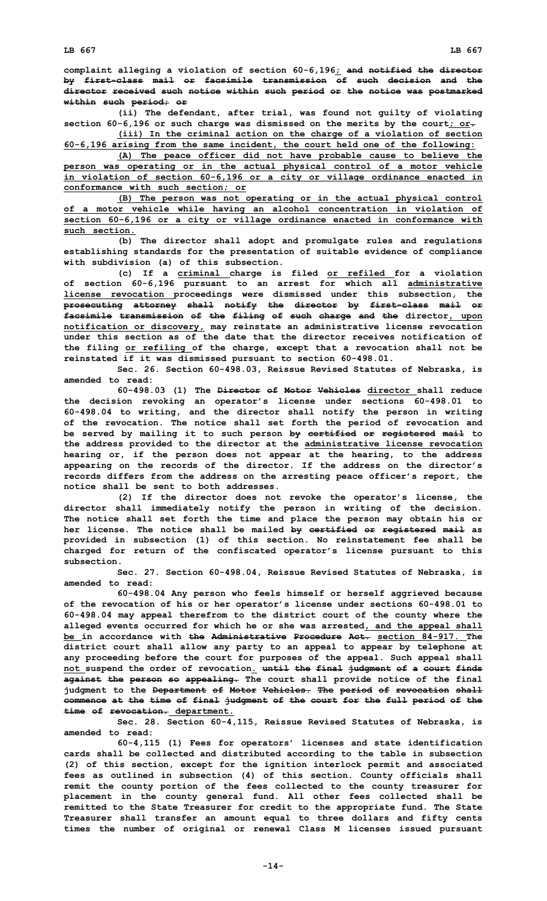complaint alleging a violation of section 60-6,196; and notified the director by first-class mail or facsimile transmission of such decision and the director received such notice within such period or the notice was postmarked within such period; or

(ii) The defendant, after trial, was found not guilty of violating section 60-6,196 or such charge was dismissed on the merits by the court; or.

(iii) In the criminal action on the charge of a violation of section 60-6,196 arising from the same incident, the court held one of the following:

(A) The peace officer did not have probable cause to believe the person was operating or in the actual physical control of a motor vehicle in violation of section 60-6,196 or a city or village ordinance enacted in conformance with such section; or

(B) The person was not operating or in the actual physical control of a motor vehicle while having an alcohol concentration in violation of section 60-6,196 or a city or village ordinance enacted in conformance with such section.

(b) The director shall adopt and promulgate rules and regulations establishing standards for the presentation of suitable evidence of compliance with subdivision (a) of this subsection.

(c) If a criminal charge is filed or refiled for a violation of section 60-6,196 pursuant to an arrest for which all administrative license revocation proceedings were dismissed under this subsection, the prosecuting attorney shall notify the director by first-class mail or facsimile transmission of the filing of such charge and the director, upon notification or discovery, may reinstate an administrative license revocation under this section as of the date that the director receives notification of the filing or refiling of the charge, except that a revocation shall not be reinstated if it was dismissed pursuant to section 60-498.01.

Sec. 26. Section 60-498.03, Reissue Revised Statutes of Nebraska, is amended to read:

60-498.03 (1) The Director of Motor Vehicles director shall reduce the decision revoking an operator's license under sections 60-498.01 to 60-498.04 to writing, and the director shall notify the person in writing of the revocation. The notice shall set forth the period of revocation and be served by mailing it to such person by certified or registered mail to the address provided to the director at the administrative license revocation hearing or, if the person does not appear at the hearing, to the address appearing on the records of the director. If the address on the director's records differs from the address on the arresting peace officer's report, the notice shall be sent to both addresses.

(2) If the director does not revoke the operator's license, the director shall immediately notify the person in writing of the decision. The notice shall set forth the time and place the person may obtain his or her license. The notice shall be mailed by certified or registered mail as provided in subsection (1) of this section. No reinstatement fee shall be charged for return of the confiscated operator's license pursuant to this subsection.

Sec. 27. Section 60-498.04, Reissue Revised Statutes of Nebraska, is amended to read:

60-498.04 Any person who feels himself or herself aggrieved because of the revocation of his or her operator's license under sections 60-498.01 to 60-498.04 may appeal therefrom to the district court of the county where the alleged events occurred for which he or she was arrested, and the appeal shall be in accordance with the Administrative Procedure Act. section 84-917. The district court shall allow any party to an appeal to appear by telephone at any proceeding before the court for purposes of the appeal. Such appeal shall not suspend the order of revocation. until the final judgment of a court finds against the person so appealing. The court shall provide notice of the final judgment to the Department of Motor Vehicles. The period of revocation shall commence at the time of final judgment of the court for the full period of the time of revocation. department.

Sec. 28. Section 60-4,115, Reissue Revised Statutes of Nebraska, is amended to read:

60-4,115 (1) Fees for operators' licenses and state identification cards shall be collected and distributed according to the table in subsection (2) of this section, except for the ignition interlock permit and associated fees as outlined in subsection (4) of this section. County officials shall remit the county portion of the fees collected to the county treasurer for placement in the county general fund. All other fees collected shall be remitted to the State Treasurer for credit to the appropriate fund. The State Treasurer shall transfer an amount equal to three dollars and fifty cents times the number of original or renewal Class M licenses issued pursuant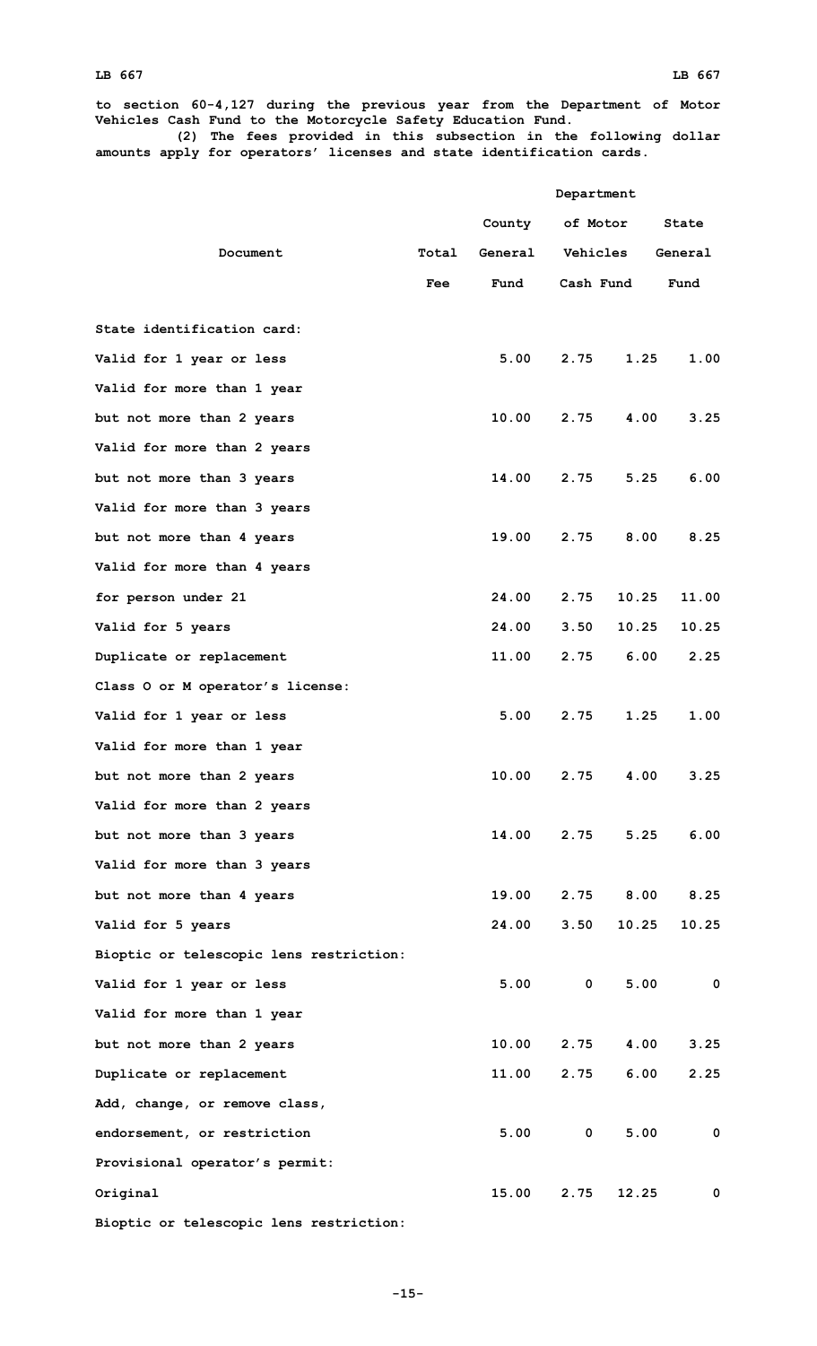to section 60-4,127 during the previous year from the Department of Motor Vehicles Cash Fund to the Motorcycle Safety Education Fund.

(2) The fees provided in this subsection in the following dollar amounts apply for operators' licenses and state identification cards.

| Document | Total Fee | County General Fund | Department of Motor Vehicles Cash Fund | State General Fund |
|---|---|---|---|---|
| State identification card: | | | | |
| Valid for 1 year or less | 5.00 | 2.75 | 1.25 | 1.00 |
| Valid for more than 1 year but not more than 2 years | 10.00 | 2.75 | 4.00 | 3.25 |
| Valid for more than 2 years but not more than 3 years | 14.00 | 2.75 | 5.25 | 6.00 |
| Valid for more than 3 years but not more than 4 years | 19.00 | 2.75 | 8.00 | 8.25 |
| Valid for more than 4 years for person under 21 | 24.00 | 2.75 | 10.25 | 11.00 |
| Valid for 5 years | 24.00 | 3.50 | 10.25 | 10.25 |
| Duplicate or replacement | 11.00 | 2.75 | 6.00 | 2.25 |
| Class O or M operator's license: | | | | |
| Valid for 1 year or less | 5.00 | 2.75 | 1.25 | 1.00 |
| Valid for more than 1 year but not more than 2 years | 10.00 | 2.75 | 4.00 | 3.25 |
| Valid for more than 2 years but not more than 3 years | 14.00 | 2.75 | 5.25 | 6.00 |
| Valid for more than 3 years but not more than 4 years | 19.00 | 2.75 | 8.00 | 8.25 |
| Valid for 5 years | 24.00 | 3.50 | 10.25 | 10.25 |
| Bioptic or telescopic lens restriction: | | | | |
| Valid for 1 year or less | 5.00 | 0 | 5.00 | 0 |
| Valid for more than 1 year but not more than 2 years | 10.00 | 2.75 | 4.00 | 3.25 |
| Duplicate or replacement | 11.00 | 2.75 | 6.00 | 2.25 |
| Add, change, or remove class, endorsement, or restriction | 5.00 | 0 | 5.00 | 0 |
| Provisional operator's permit: | | | | |
| Original | 15.00 | 2.75 | 12.25 | 0 |
| Bioptic or telescopic lens restriction: | | | | |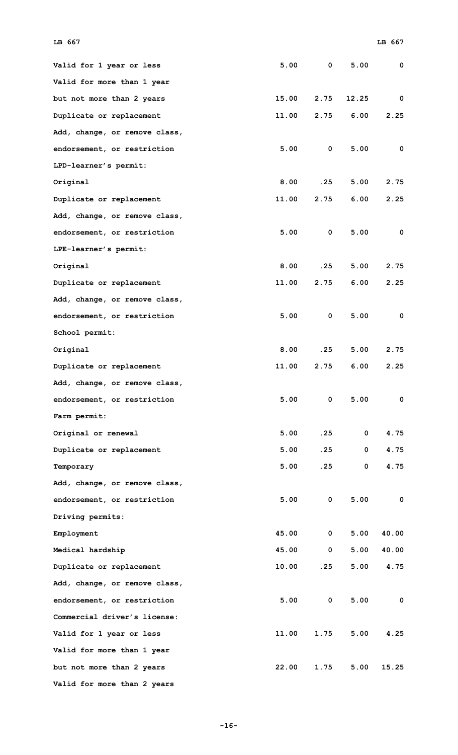| | | | | |
|---|---|---|---|---|
| Valid for 1 year or less | 5.00 | 0 | 5.00 | 0 |
| Valid for more than 1 year | | | | |
| but not more than 2 years | 15.00 | 2.75 | 12.25 | 0 |
| Duplicate or replacement | 11.00 | 2.75 | 6.00 | 2.25 |
| Add, change, or remove class, | | | | |
| endorsement, or restriction | 5.00 | 0 | 5.00 | 0 |
| LPD-learner's permit: | | | | |
| Original | 8.00 | .25 | 5.00 | 2.75 |
| Duplicate or replacement | 11.00 | 2.75 | 6.00 | 2.25 |
| Add, change, or remove class, | | | | |
| endorsement, or restriction | 5.00 | 0 | 5.00 | 0 |
| LPE-learner's permit: | | | | |
| Original | 8.00 | .25 | 5.00 | 2.75 |
| Duplicate or replacement | 11.00 | 2.75 | 6.00 | 2.25 |
| Add, change, or remove class, | | | | |
| endorsement, or restriction | 5.00 | 0 | 5.00 | 0 |
| School permit: | | | | |
| Original | 8.00 | .25 | 5.00 | 2.75 |
| Duplicate or replacement | 11.00 | 2.75 | 6.00 | 2.25 |
| Add, change, or remove class, | | | | |
| endorsement, or restriction | 5.00 | 0 | 5.00 | 0 |
| Farm permit: | | | | |
| Original or renewal | 5.00 | .25 | 0 | 4.75 |
| Duplicate or replacement | 5.00 | .25 | 0 | 4.75 |
| Temporary | 5.00 | .25 | 0 | 4.75 |
| Add, change, or remove class, | | | | |
| endorsement, or restriction | 5.00 | 0 | 5.00 | 0 |
| Driving permits: | | | | |
| Employment | 45.00 | 0 | 5.00 | 40.00 |
| Medical hardship | 45.00 | 0 | 5.00 | 40.00 |
| Duplicate or replacement | 10.00 | .25 | 5.00 | 4.75 |
| Add, change, or remove class, | | | | |
| endorsement, or restriction | 5.00 | 0 | 5.00 | 0 |
| Commercial driver's license: | | | | |
| Valid for 1 year or less | 11.00 | 1.75 | 5.00 | 4.25 |
| Valid for more than 1 year | | | | |
| but not more than 2 years | 22.00 | 1.75 | 5.00 | 15.25 |
| Valid for more than 2 years | | | | |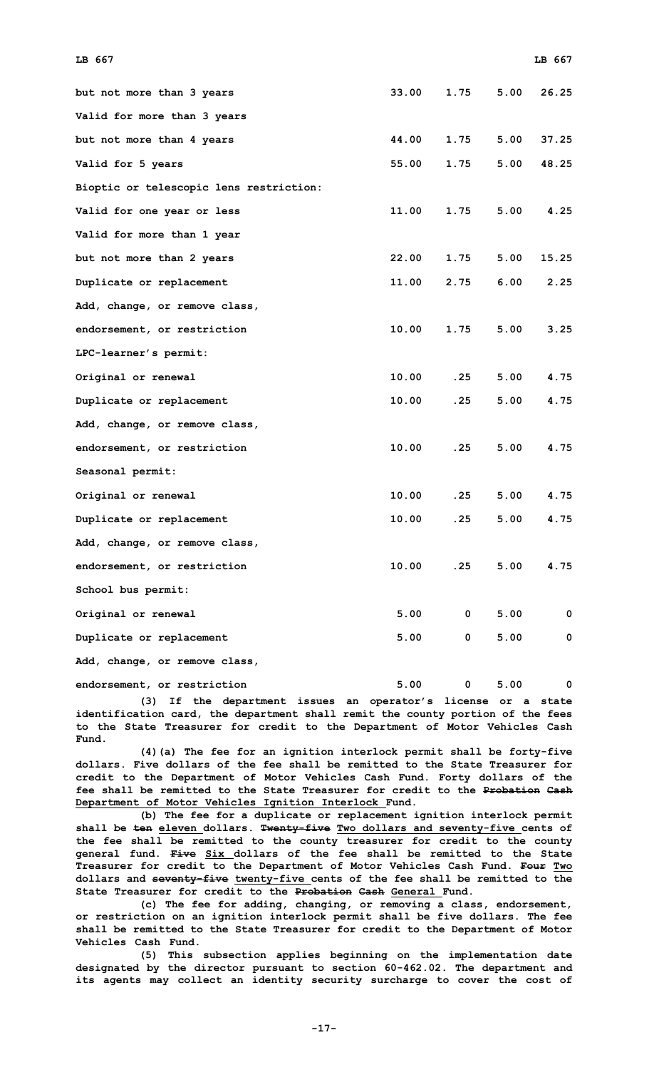| | | | | |
|---|---|---|---|---|
| but not more than 3 years | 33.00 | 1.75 | 5.00 | 26.25 |
| Valid for more than 3 years | | | | |
| but not more than 4 years | 44.00 | 1.75 | 5.00 | 37.25 |
| Valid for 5 years | 55.00 | 1.75 | 5.00 | 48.25 |
| Bioptic or telescopic lens restriction: | | | | |
| Valid for one year or less | 11.00 | 1.75 | 5.00 | 4.25 |
| Valid for more than 1 year | | | | |
| but not more than 2 years | 22.00 | 1.75 | 5.00 | 15.25 |
| Duplicate or replacement | 11.00 | 2.75 | 6.00 | 2.25 |
| Add, change, or remove class, | | | | |
| endorsement, or restriction | 10.00 | 1.75 | 5.00 | 3.25 |
| LPC-learner's permit: | | | | |
| Original or renewal | 10.00 | .25 | 5.00 | 4.75 |
| Duplicate or replacement | 10.00 | .25 | 5.00 | 4.75 |
| Add, change, or remove class, | | | | |
| endorsement, or restriction | 10.00 | .25 | 5.00 | 4.75 |
| Seasonal permit: | | | | |
| Original or renewal | 10.00 | .25 | 5.00 | 4.75 |
| Duplicate or replacement | 10.00 | .25 | 5.00 | 4.75 |
| Add, change, or remove class, | | | | |
| endorsement, or restriction | 10.00 | .25 | 5.00 | 4.75 |
| School bus permit: | | | | |
| Original or renewal | 5.00 | 0 | 5.00 | 0 |
| Duplicate or replacement | 5.00 | 0 | 5.00 | 0 |
| Add, change, or remove class, | | | | |
| endorsement, or restriction | 5.00 | 0 | 5.00 | 0 |

(3) If the department issues an operator's license or a state identification card, the department shall remit the county portion of the fees to the State Treasurer for credit to the Department of Motor Vehicles Cash Fund.

(4)(a) The fee for an ignition interlock permit shall be forty-five dollars. Five dollars of the fee shall be remitted to the State Treasurer for credit to the Department of Motor Vehicles Cash Fund. Forty dollars of the fee shall be remitted to the State Treasurer for credit to the ~~Probation Cash~~ Department of Motor Vehicles Ignition Interlock Fund.

(b) The fee for a duplicate or replacement ignition interlock permit shall be ~~ten~~ eleven dollars. ~~Twenty-five~~ Two dollars and seventy-five cents of the fee shall be remitted to the county treasurer for credit to the county general fund. ~~Five~~ Six dollars of the fee shall be remitted to the State Treasurer for credit to the Department of Motor Vehicles Cash Fund. ~~Four~~ Two dollars and ~~seventy-five~~ twenty-five cents of the fee shall be remitted to the State Treasurer for credit to the ~~Probation Cash~~ General Fund.

(c) The fee for adding, changing, or removing a class, endorsement, or restriction on an ignition interlock permit shall be five dollars. The fee shall be remitted to the State Treasurer for credit to the Department of Motor Vehicles Cash Fund.

(5) This subsection applies beginning on the implementation date designated by the director pursuant to section 60-462.02. The department and its agents may collect an identity security surcharge to cover the cost of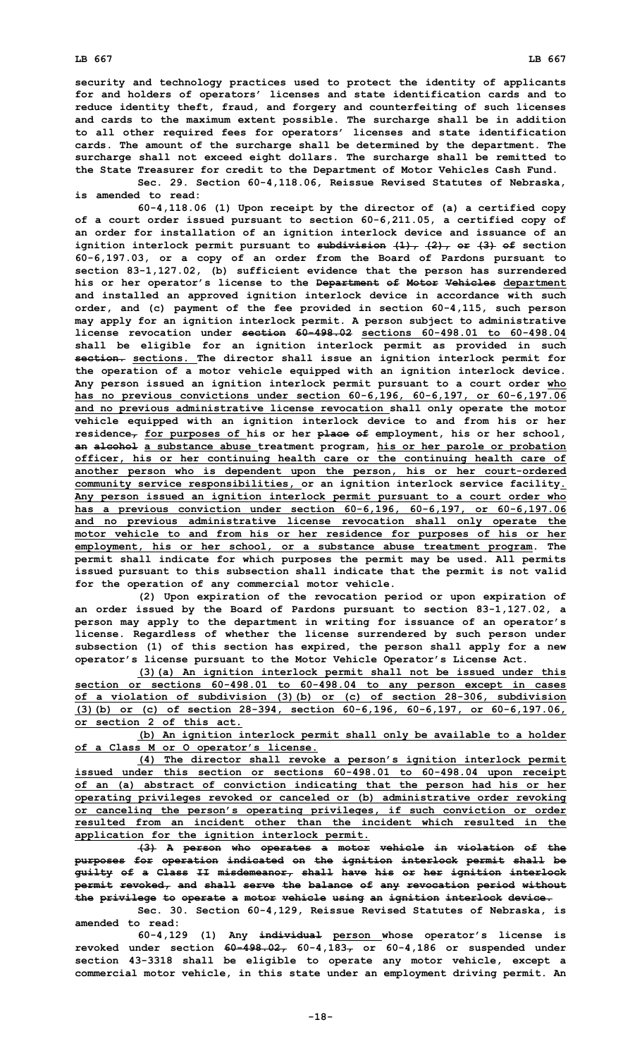security and technology practices used to protect the identity of applicants for and holders of operators' licenses and state identification cards and to reduce identity theft, fraud, and forgery and counterfeiting of such licenses and cards to the maximum extent possible. The surcharge shall be in addition to all other required fees for operators' licenses and state identification cards. The amount of the surcharge shall be determined by the department. The surcharge shall not exceed eight dollars. The surcharge shall be remitted to the State Treasurer for credit to the Department of Motor Vehicles Cash Fund.

Sec. 29. Section 60-4,118.06, Reissue Revised Statutes of Nebraska, is amended to read:

60-4,118.06 (1) Upon receipt by the director of (a) a certified copy of a court order issued pursuant to section 60-6,211.05, a certified copy of an order for installation of an ignition interlock device and issuance of an ignition interlock permit pursuant to ~~subdivision (1), (2), or (3) of~~ section 60-6,197.03, or a copy of an order from the Board of Pardons pursuant to section 83-1,127.02, (b) sufficient evidence that the person has surrendered his or her operator's license to the ~~Department of Motor Vehicles~~ department and installed an approved ignition interlock device in accordance with such order, and (c) payment of the fee provided in section 60-4,115, such person may apply for an ignition interlock permit. A person subject to administrative license revocation under ~~section 60-498.02~~ sections 60-498.01 to 60-498.04 shall be eligible for an ignition interlock permit as provided in such ~~section.~~ sections. The director shall issue an ignition interlock permit for the operation of a motor vehicle equipped with an ignition interlock device. Any person issued an ignition interlock permit pursuant to a court order who has no previous convictions under section 60-6,196, 60-6,197, or 60-6,197.06 and no previous administrative license revocation shall only operate the motor vehicle equipped with an ignition interlock device to and from his or her residence~~,~~ for purposes of his or her ~~place of~~ employment, his or her school, ~~an alcohol~~ a substance abuse treatment program, his or her parole or probation officer, his or her continuing health care or the continuing health care of another person who is dependent upon the person, his or her court-ordered community service responsibilities, or an ignition interlock service facility. Any person issued an ignition interlock permit pursuant to a court order who has a previous conviction under section 60-6,196, 60-6,197, or 60-6,197.06 and no previous administrative license revocation shall only operate the motor vehicle to and from his or her residence for purposes of his or her employment, his or her school, or a substance abuse treatment program. The permit shall indicate for which purposes the permit may be used. All permits issued pursuant to this subsection shall indicate that the permit is not valid for the operation of any commercial motor vehicle.

(2) Upon expiration of the revocation period or upon expiration of an order issued by the Board of Pardons pursuant to section 83-1,127.02, a person may apply to the department in writing for issuance of an operator's license. Regardless of whether the license surrendered by such person under subsection (1) of this section has expired, the person shall apply for a new operator's license pursuant to the Motor Vehicle Operator's License Act.

(3)(a) An ignition interlock permit shall not be issued under this section or sections 60-498.01 to 60-498.04 to any person except in cases of a violation of subdivision (3)(b) or (c) of section 28-306, subdivision (3)(b) or (c) of section 28-394, section 60-6,196, 60-6,197, or 60-6,197.06, or section 2 of this act.

(b) An ignition interlock permit shall only be available to a holder of a Class M or O operator's license.

(4) The director shall revoke a person's ignition interlock permit issued under this section or sections 60-498.01 to 60-498.04 upon receipt of an (a) abstract of conviction indicating that the person had his or her operating privileges revoked or canceled or (b) administrative order revoking or canceling the person's operating privileges, if such conviction or order resulted from an incident other than the incident which resulted in the application for the ignition interlock permit.

~~(3) A person who operates a motor vehicle in violation of the purposes for operation indicated on the ignition interlock permit shall be guilty of a Class II misdemeanor, shall have his or her ignition interlock permit revoked, and shall serve the balance of any revocation period without the privilege to operate a motor vehicle using an ignition interlock device.~~

Sec. 30. Section 60-4,129, Reissue Revised Statutes of Nebraska, is amended to read:

60-4,129 (1) Any ~~individual~~ person whose operator's license is revoked under section ~~60-498.02,~~ 60-4,183~~,~~ or 60-4,186 or suspended under section 43-3318 shall be eligible to operate any motor vehicle, except a commercial motor vehicle, in this state under an employment driving permit. An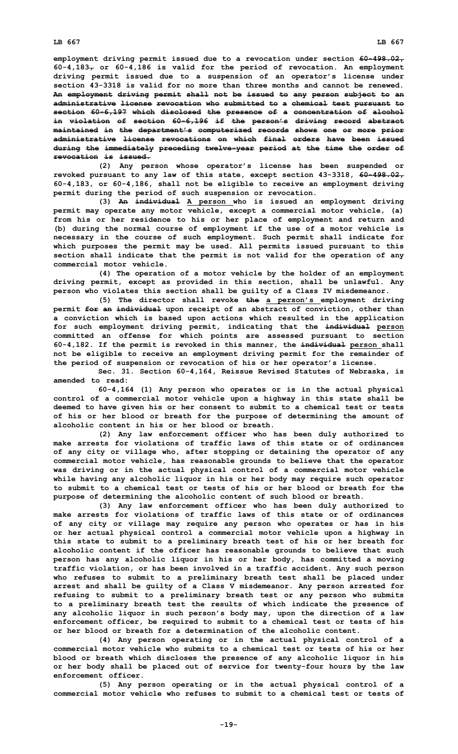employment driving permit issued due to a revocation under section ~~60-498.02,~~ 60-4,183~~,~~ or 60-4,186 is valid for the period of revocation. An employment driving permit issued due to a suspension of an operator's license under section 43-3318 is valid for no more than three months and cannot be renewed. ~~An employment driving permit shall not be issued to any person subject to an administrative license revocation who submitted to a chemical test pursuant to section 60-6,197 which disclosed the presence of a concentration of alcohol in violation of section 60-6,196 if the person's driving record abstract maintained in the department's computerized records shows one or more prior administrative license revocations on which final orders have been issued during the immediately preceding twelve-year period at the time the order of revocation is issued.~~

(2) Any person whose operator's license has been suspended or revoked pursuant to any law of this state, except section 43-3318, ~~60-498.02,~~ 60-4,183, or 60-4,186, shall not be eligible to receive an employment driving permit during the period of such suspension or revocation.

(3) ~~An individual~~ A person who is issued an employment driving permit may operate any motor vehicle, except a commercial motor vehicle, (a) from his or her residence to his or her place of employment and return and (b) during the normal course of employment if the use of a motor vehicle is necessary in the course of such employment. Such permit shall indicate for which purposes the permit may be used. All permits issued pursuant to this section shall indicate that the permit is not valid for the operation of any commercial motor vehicle.

(4) The operation of a motor vehicle by the holder of an employment driving permit, except as provided in this section, shall be unlawful. Any person who violates this section shall be guilty of a Class IV misdemeanor.

(5) The director shall revoke ~~the~~ a person's employment driving permit ~~for an individual~~ upon receipt of an abstract of conviction, other than a conviction which is based upon actions which resulted in the application for such employment driving permit, indicating that the ~~individual~~ person committed an offense for which points are assessed pursuant to section 60-4,182. If the permit is revoked in this manner, the ~~individual~~ person shall not be eligible to receive an employment driving permit for the remainder of the period of suspension or revocation of his or her operator's license.

Sec. 31. Section 60-4,164, Reissue Revised Statutes of Nebraska, is amended to read:

60-4,164 (1) Any person who operates or is in the actual physical control of a commercial motor vehicle upon a highway in this state shall be deemed to have given his or her consent to submit to a chemical test or tests of his or her blood or breath for the purpose of determining the amount of alcoholic content in his or her blood or breath.

(2) Any law enforcement officer who has been duly authorized to make arrests for violations of traffic laws of this state or of ordinances of any city or village who, after stopping or detaining the operator of any commercial motor vehicle, has reasonable grounds to believe that the operator was driving or in the actual physical control of a commercial motor vehicle while having any alcoholic liquor in his or her body may require such operator to submit to a chemical test or tests of his or her blood or breath for the purpose of determining the alcoholic content of such blood or breath.

(3) Any law enforcement officer who has been duly authorized to make arrests for violations of traffic laws of this state or of ordinances of any city or village may require any person who operates or has in his or her actual physical control a commercial motor vehicle upon a highway in this state to submit to a preliminary breath test of his or her breath for alcoholic content if the officer has reasonable grounds to believe that such person has any alcoholic liquor in his or her body, has committed a moving traffic violation, or has been involved in a traffic accident. Any such person who refuses to submit to a preliminary breath test shall be placed under arrest and shall be guilty of a Class V misdemeanor. Any person arrested for refusing to submit to a preliminary breath test or any person who submits to a preliminary breath test the results of which indicate the presence of any alcoholic liquor in such person's body may, upon the direction of a law enforcement officer, be required to submit to a chemical test or tests of his or her blood or breath for a determination of the alcoholic content.

(4) Any person operating or in the actual physical control of a commercial motor vehicle who submits to a chemical test or tests of his or her blood or breath which discloses the presence of any alcoholic liquor in his or her body shall be placed out of service for twenty-four hours by the law enforcement officer.

(5) Any person operating or in the actual physical control of a commercial motor vehicle who refuses to submit to a chemical test or tests of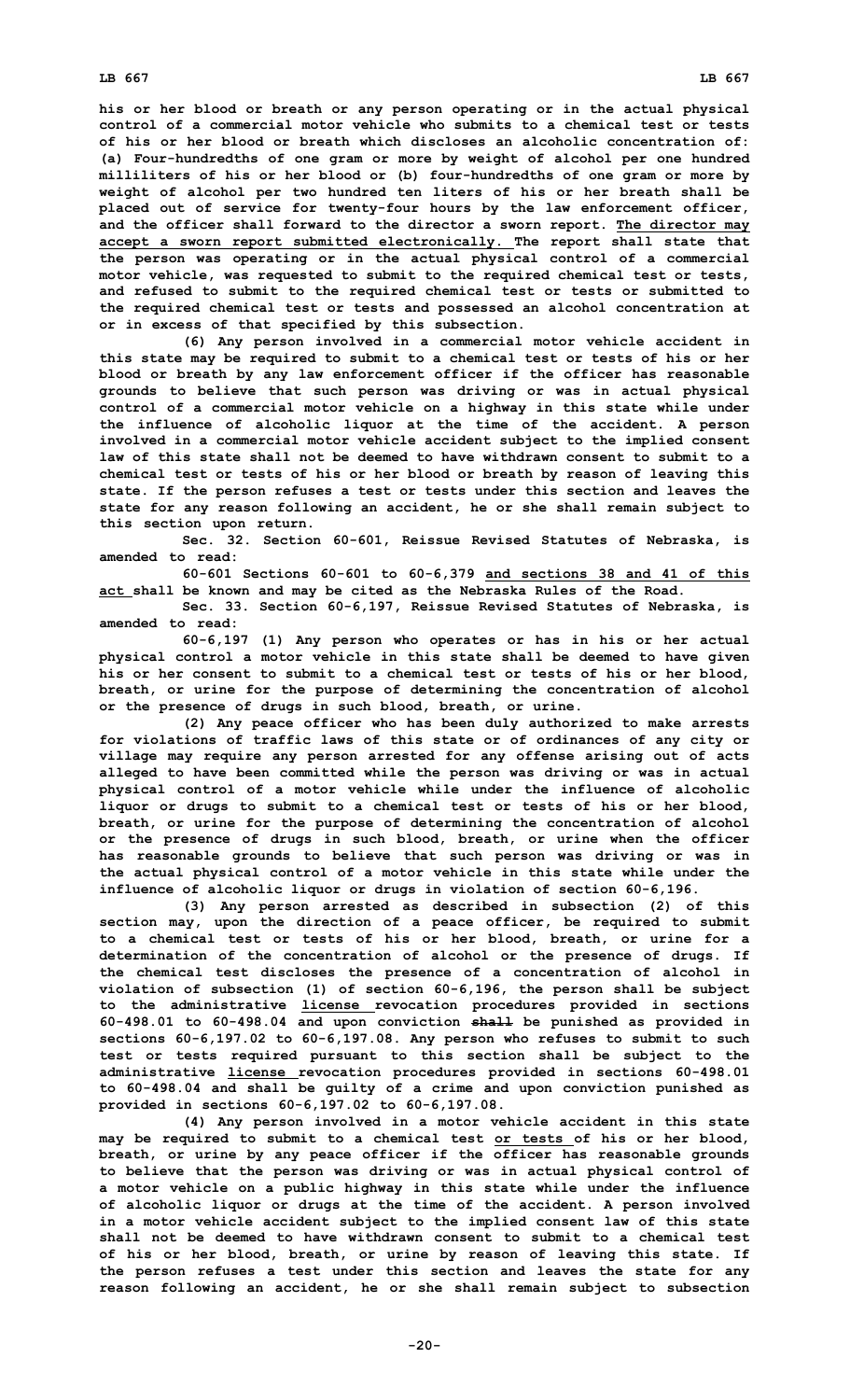**his or her blood or breath or any person operating or in the actual physical control of a commercial motor vehicle who submits to a chemical test or tests of his or her blood or breath which discloses an alcoholic concentration of: (a) Four-hundredths of one gram or more by weight of alcohol per one hundred milliliters of his or her blood or (b) four-hundredths of one gram or more by weight of alcohol per two hundred ten liters of his or her breath shall be placed out of service for twenty-four hours by the law enforcement officer, and the officer shall forward to the director a sworn report. The director may accept a sworn report submitted electronically. The report shall state that the person was operating or in the actual physical control of a commercial motor vehicle, was requested to submit to the required chemical test or tests, and refused to submit to the required chemical test or tests or submitted to the required chemical test or tests and possessed an alcohol concentration at or in excess of that specified by this subsection.**

**(6) Any person involved in a commercial motor vehicle accident in this state may be required to submit to a chemical test or tests of his or her blood or breath by any law enforcement officer if the officer has reasonable grounds to believe that such person was driving or was in actual physical control of a commercial motor vehicle on a highway in this state while under the influence of alcoholic liquor at the time of the accident. A person involved in a commercial motor vehicle accident subject to the implied consent law of this state shall not be deemed to have withdrawn consent to submit to a chemical test or tests of his or her blood or breath by reason of leaving this state. If the person refuses a test or tests under this section and leaves the state for any reason following an accident, he or she shall remain subject to this section upon return.**

**Sec. 32. Section 60-601, Reissue Revised Statutes of Nebraska, is amended to read:**

**60-601 Sections 60-601 to 60-6,379 and sections 38 and 41 of this act shall be known and may be cited as the Nebraska Rules of the Road.**

**Sec. 33. Section 60-6,197, Reissue Revised Statutes of Nebraska, is amended to read:**

**60-6,197 (1) Any person who operates or has in his or her actual physical control a motor vehicle in this state shall be deemed to have given his or her consent to submit to a chemical test or tests of his or her blood, breath, or urine for the purpose of determining the concentration of alcohol or the presence of drugs in such blood, breath, or urine.**

**(2) Any peace officer who has been duly authorized to make arrests for violations of traffic laws of this state or of ordinances of any city or village may require any person arrested for any offense arising out of acts alleged to have been committed while the person was driving or was in actual physical control of a motor vehicle while under the influence of alcoholic liquor or drugs to submit to a chemical test or tests of his or her blood, breath, or urine for the purpose of determining the concentration of alcohol or the presence of drugs in such blood, breath, or urine when the officer has reasonable grounds to believe that such person was driving or was in the actual physical control of a motor vehicle in this state while under the influence of alcoholic liquor or drugs in violation of section 60-6,196.**

**(3) Any person arrested as described in subsection (2) of this section may, upon the direction of a peace officer, be required to submit to a chemical test or tests of his or her blood, breath, or urine for a determination of the concentration of alcohol or the presence of drugs. If the chemical test discloses the presence of a concentration of alcohol in violation of subsection (1) of section 60-6,196, the person shall be subject to the administrative license revocation procedures provided in sections 60-498.01 to 60-498.04 and upon conviction ~~shall~~ be punished as provided in sections 60-6,197.02 to 60-6,197.08. Any person who refuses to submit to such test or tests required pursuant to this section shall be subject to the administrative license revocation procedures provided in sections 60-498.01 to 60-498.04 and shall be guilty of a crime and upon conviction punished as provided in sections 60-6,197.02 to 60-6,197.08.**

**(4) Any person involved in a motor vehicle accident in this state may be required to submit to a chemical test or tests of his or her blood, breath, or urine by any peace officer if the officer has reasonable grounds to believe that the person was driving or was in actual physical control of a motor vehicle on a public highway in this state while under the influence of alcoholic liquor or drugs at the time of the accident. A person involved in a motor vehicle accident subject to the implied consent law of this state shall not be deemed to have withdrawn consent to submit to a chemical test of his or her blood, breath, or urine by reason of leaving this state. If the person refuses a test under this section and leaves the state for any reason following an accident, he or she shall remain subject to subsection**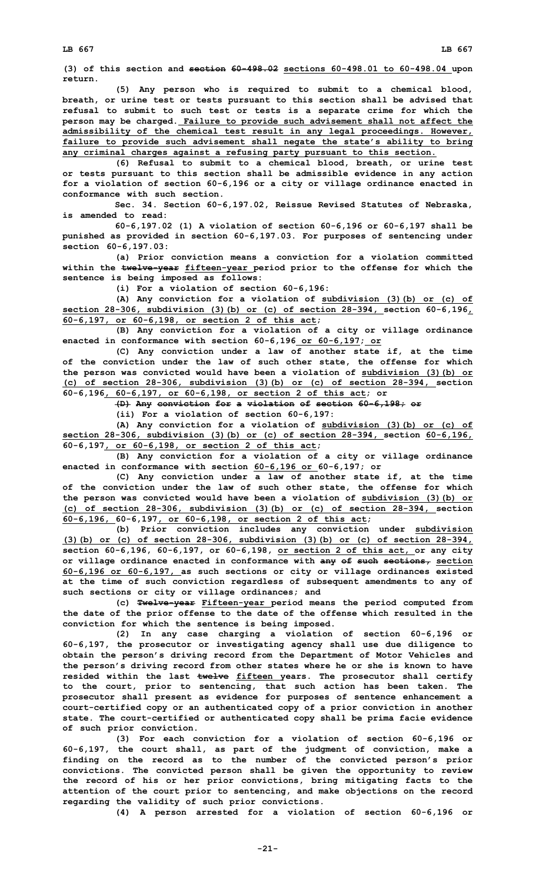(3) of this section and ~~section 60-498.02~~ sections 60-498.01 to 60-498.04 upon return.

(5) Any person who is required to submit to a chemical blood, breath, or urine test or tests pursuant to this section shall be advised that refusal to submit to such test or tests is a separate crime for which the person may be charged. Failure to provide such advisement shall not affect the admissibility of the chemical test result in any legal proceedings. However, failure to provide such advisement shall negate the state's ability to bring any criminal charges against a refusing party pursuant to this section.

(6) Refusal to submit to a chemical blood, breath, or urine test or tests pursuant to this section shall be admissible evidence in any action for a violation of section 60-6,196 or a city or village ordinance enacted in conformance with such section.

Sec. 34. Section 60-6,197.02, Reissue Revised Statutes of Nebraska, is amended to read:

60-6,197.02 (1) A violation of section 60-6,196 or 60-6,197 shall be punished as provided in section 60-6,197.03. For purposes of sentencing under section 60-6,197.03:

(a) Prior conviction means a conviction for a violation committed within the ~~twelve-year~~ fifteen-year period prior to the offense for which the sentence is being imposed as follows:

(i) For a violation of section 60-6,196:

(A) Any conviction for a violation of subdivision (3)(b) or (c) of section 28-306, subdivision (3)(b) or (c) of section 28-394, section 60-6,196, 60-6,197, or 60-6,198, or section 2 of this act;

(B) Any conviction for a violation of a city or village ordinance enacted in conformance with section 60-6,196 or 60-6,197; or

(C) Any conviction under a law of another state if, at the time of the conviction under the law of such other state, the offense for which the person was convicted would have been a violation of subdivision (3)(b) or (c) of section 28-306, subdivision (3)(b) or (c) of section 28-394, section 60-6,196, 60-6,197, or 60-6,198, or section 2 of this act; or

~~(D) Any conviction for a violation of section 60-6,198; or~~

(ii) For a violation of section 60-6,197:

(A) Any conviction for a violation of subdivision (3)(b) or (c) of section 28-306, subdivision (3)(b) or (c) of section 28-394, section 60-6,196, 60-6,197, or 60-6,198, or section 2 of this act;

(B) Any conviction for a violation of a city or village ordinance enacted in conformance with section 60-6,196 or 60-6,197; or

(C) Any conviction under a law of another state if, at the time of the conviction under the law of such other state, the offense for which the person was convicted would have been a violation of subdivision (3)(b) or (c) of section 28-306, subdivision (3)(b) or (c) of section 28-394, section 60-6,196, 60-6,197, or 60-6,198, or section 2 of this act;

(b) Prior conviction includes any conviction under subdivision (3)(b) or (c) of section 28-306, subdivision (3)(b) or (c) of section 28-394, section 60-6,196, 60-6,197, or 60-6,198, or section 2 of this act, or any city or village ordinance enacted in conformance with ~~any of such sections,~~ section 60-6,196 or 60-6,197, as such sections or city or village ordinances existed at the time of such conviction regardless of subsequent amendments to any of such sections or city or village ordinances; and

(c) ~~Twelve-year~~ Fifteen-year period means the period computed from the date of the prior offense to the date of the offense which resulted in the conviction for which the sentence is being imposed.

(2) In any case charging a violation of section 60-6,196 or 60-6,197, the prosecutor or investigating agency shall use due diligence to obtain the person's driving record from the Department of Motor Vehicles and the person's driving record from other states where he or she is known to have resided within the last ~~twelve~~ fifteen years. The prosecutor shall certify to the court, prior to sentencing, that such action has been taken. The prosecutor shall present as evidence for purposes of sentence enhancement a court-certified copy or an authenticated copy of a prior conviction in another state. The court-certified or authenticated copy shall be prima facie evidence of such prior conviction.

(3) For each conviction for a violation of section 60-6,196 or 60-6,197, the court shall, as part of the judgment of conviction, make a finding on the record as to the number of the convicted person's prior convictions. The convicted person shall be given the opportunity to review the record of his or her prior convictions, bring mitigating facts to the attention of the court prior to sentencing, and make objections on the record regarding the validity of such prior convictions.

(4) A person arrested for a violation of section 60-6,196 or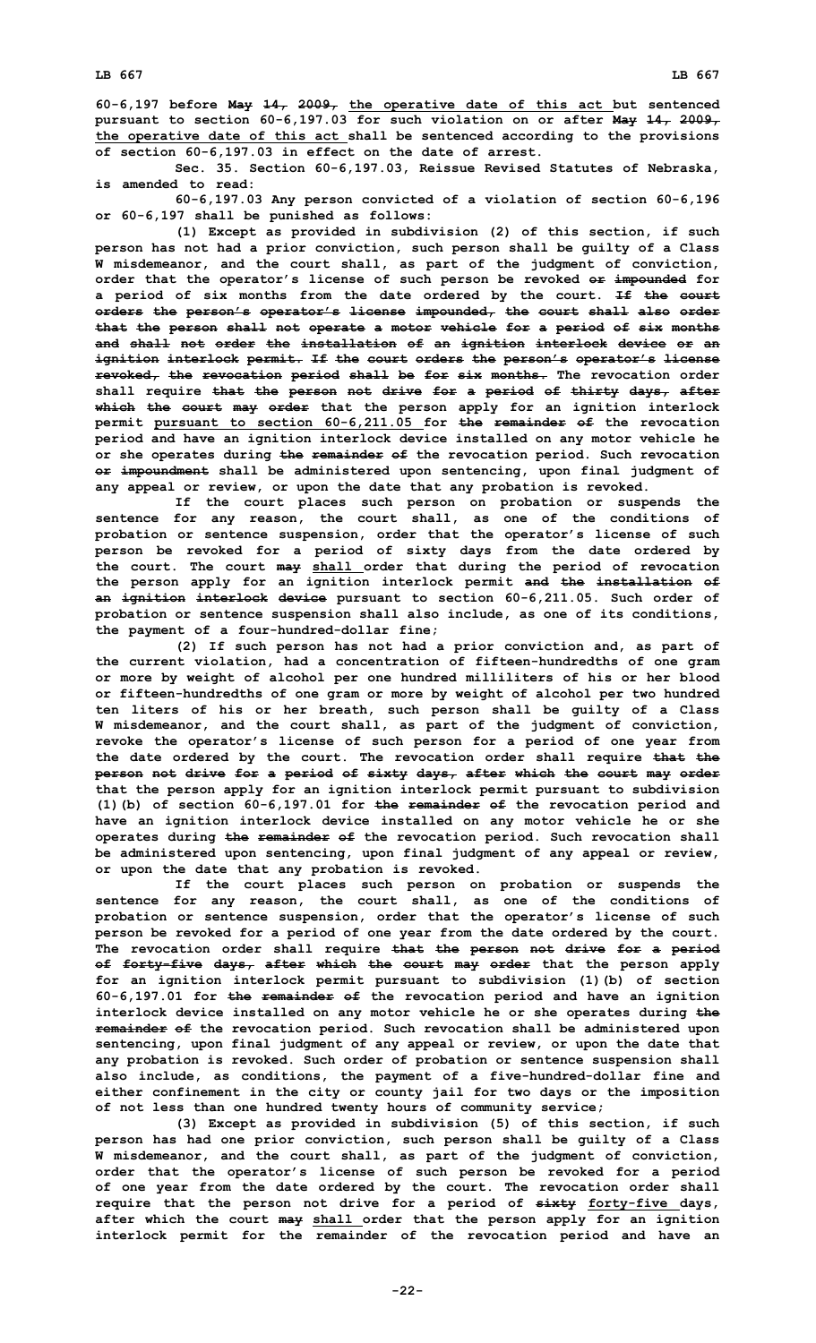60-6,197 before May 14, 2009, the operative date of this act but sentenced pursuant to section 60-6,197.03 for such violation on or after May 14, 2009, the operative date of this act shall be sentenced according to the provisions of section 60-6,197.03 in effect on the date of arrest.

Sec. 35. Section 60-6,197.03, Reissue Revised Statutes of Nebraska, is amended to read:

60-6,197.03 Any person convicted of a violation of section 60-6,196 or 60-6,197 shall be punished as follows:

(1) Except as provided in subdivision (2) of this section, if such person has not had a prior conviction, such person shall be guilty of a Class W misdemeanor, and the court shall, as part of the judgment of conviction, order that the operator's license of such person be revoked or impounded for a period of six months from the date ordered by the court. If the court orders the person's operator's license impounded, the court shall also order that the person shall not operate a motor vehicle for a period of six months and shall not order the installation of an ignition interlock device or an ignition interlock permit. If the court orders the person's operator's license revoked, the revocation period shall be for six months. The revocation order shall require that the person not drive for a period of thirty days, after which the court may order that the person apply for an ignition interlock permit pursuant to section 60-6,211.05 for the remainder of the revocation period and have an ignition interlock device installed on any motor vehicle he or she operates during the remainder of the revocation period. Such revocation or impoundment shall be administered upon sentencing, upon final judgment of any appeal or review, or upon the date that any probation is revoked.

If the court places such person on probation or suspends the sentence for any reason, the court shall, as one of the conditions of probation or sentence suspension, order that the operator's license of such person be revoked for a period of sixty days from the date ordered by the court. The court may shall order that during the period of revocation the person apply for an ignition interlock permit and the installation of an ignition interlock device pursuant to section 60-6,211.05. Such order of probation or sentence suspension shall also include, as one of its conditions, the payment of a four-hundred-dollar fine;

(2) If such person has not had a prior conviction and, as part of the current violation, had a concentration of fifteen-hundredths of one gram or more by weight of alcohol per one hundred milliliters of his or her blood or fifteen-hundredths of one gram or more by weight of alcohol per two hundred ten liters of his or her breath, such person shall be guilty of a Class W misdemeanor, and the court shall, as part of the judgment of conviction, revoke the operator's license of such person for a period of one year from the date ordered by the court. The revocation order shall require that the person not drive for a period of sixty days, after which the court may order that the person apply for an ignition interlock permit pursuant to subdivision (1)(b) of section 60-6,197.01 for the remainder of the revocation period and have an ignition interlock device installed on any motor vehicle he or she operates during the remainder of the revocation period. Such revocation shall be administered upon sentencing, upon final judgment of any appeal or review, or upon the date that any probation is revoked.

If the court places such person on probation or suspends the sentence for any reason, the court shall, as one of the conditions of probation or sentence suspension, order that the operator's license of such person be revoked for a period of one year from the date ordered by the court. The revocation order shall require that the person not drive for a period of forty-five days, after which the court may order that the person apply for an ignition interlock permit pursuant to subdivision (1)(b) of section 60-6,197.01 for the remainder of the revocation period and have an ignition interlock device installed on any motor vehicle he or she operates during the remainder of the revocation period. Such revocation shall be administered upon sentencing, upon final judgment of any appeal or review, or upon the date that any probation is revoked. Such order of probation or sentence suspension shall also include, as conditions, the payment of a five-hundred-dollar fine and either confinement in the city or county jail for two days or the imposition of not less than one hundred twenty hours of community service;

(3) Except as provided in subdivision (5) of this section, if such person has had one prior conviction, such person shall be guilty of a Class W misdemeanor, and the court shall, as part of the judgment of conviction, order that the operator's license of such person be revoked for a period of one year from the date ordered by the court. The revocation order shall require that the person not drive for a period of sixty forty-five days, after which the court may shall order that the person apply for an ignition interlock permit for the remainder of the revocation period and have an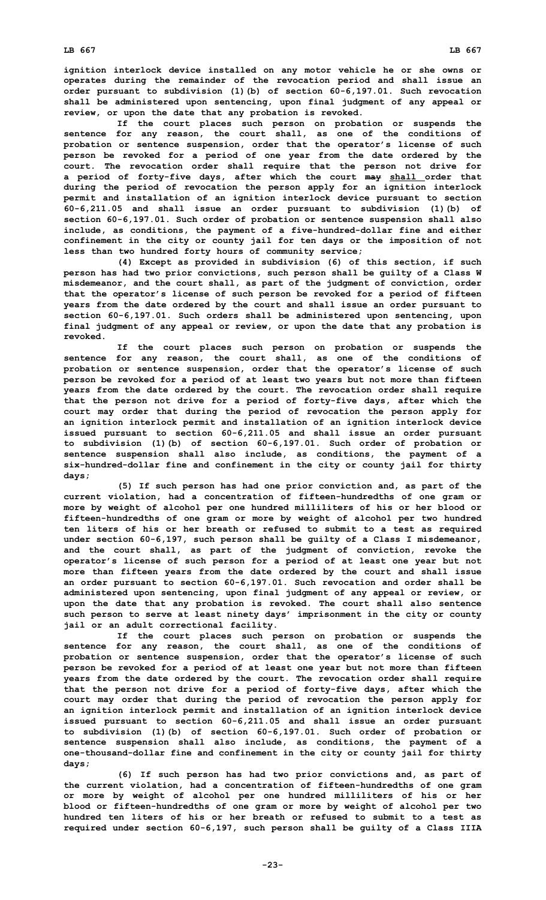**ignition interlock device installed on any motor vehicle he or she owns or operates during the remainder of the revocation period and shall issue an order pursuant to subdivision (1)(b) of section 60-6,197.01. Such revocation shall be administered upon sentencing, upon final judgment of any appeal or review, or upon the date that any probation is revoked.**

**If the court places such person on probation or suspends the sentence for any reason, the court shall, as one of the conditions of probation or sentence suspension, order that the operator's license of such person be revoked for a period of one year from the date ordered by the court. The revocation order shall require that the person not drive for a period of forty-five days, after which the court ~~may~~ shall order that during the period of revocation the person apply for an ignition interlock permit and installation of an ignition interlock device pursuant to section 60-6,211.05 and shall issue an order pursuant to subdivision (1)(b) of section 60-6,197.01. Such order of probation or sentence suspension shall also include, as conditions, the payment of a five-hundred-dollar fine and either confinement in the city or county jail for ten days or the imposition of not less than two hundred forty hours of community service;**

**(4) Except as provided in subdivision (6) of this section, if such person has had two prior convictions, such person shall be guilty of a Class W misdemeanor, and the court shall, as part of the judgment of conviction, order that the operator's license of such person be revoked for a period of fifteen years from the date ordered by the court and shall issue an order pursuant to section 60-6,197.01. Such orders shall be administered upon sentencing, upon final judgment of any appeal or review, or upon the date that any probation is revoked.**

**If the court places such person on probation or suspends the sentence for any reason, the court shall, as one of the conditions of probation or sentence suspension, order that the operator's license of such person be revoked for a period of at least two years but not more than fifteen years from the date ordered by the court. The revocation order shall require that the person not drive for a period of forty-five days, after which the court may order that during the period of revocation the person apply for an ignition interlock permit and installation of an ignition interlock device issued pursuant to section 60-6,211.05 and shall issue an order pursuant to subdivision (1)(b) of section 60-6,197.01. Such order of probation or sentence suspension shall also include, as conditions, the payment of a six-hundred-dollar fine and confinement in the city or county jail for thirty days;**

**(5) If such person has had one prior conviction and, as part of the current violation, had a concentration of fifteen-hundredths of one gram or more by weight of alcohol per one hundred milliliters of his or her blood or fifteen-hundredths of one gram or more by weight of alcohol per two hundred ten liters of his or her breath or refused to submit to a test as required under section 60-6,197, such person shall be guilty of a Class I misdemeanor, and the court shall, as part of the judgment of conviction, revoke the operator's license of such person for a period of at least one year but not more than fifteen years from the date ordered by the court and shall issue an order pursuant to section 60-6,197.01. Such revocation and order shall be administered upon sentencing, upon final judgment of any appeal or review, or upon the date that any probation is revoked. The court shall also sentence such person to serve at least ninety days' imprisonment in the city or county jail or an adult correctional facility.**

**If the court places such person on probation or suspends the sentence for any reason, the court shall, as one of the conditions of probation or sentence suspension, order that the operator's license of such person be revoked for a period of at least one year but not more than fifteen years from the date ordered by the court. The revocation order shall require that the person not drive for a period of forty-five days, after which the court may order that during the period of revocation the person apply for an ignition interlock permit and installation of an ignition interlock device issued pursuant to section 60-6,211.05 and shall issue an order pursuant to subdivision (1)(b) of section 60-6,197.01. Such order of probation or sentence suspension shall also include, as conditions, the payment of a one-thousand-dollar fine and confinement in the city or county jail for thirty days;**

**(6) If such person has had two prior convictions and, as part of the current violation, had a concentration of fifteen-hundredths of one gram or more by weight of alcohol per one hundred milliliters of his or her blood or fifteen-hundredths of one gram or more by weight of alcohol per two hundred ten liters of his or her breath or refused to submit to a test as required under section 60-6,197, such person shall be guilty of a Class IIIA**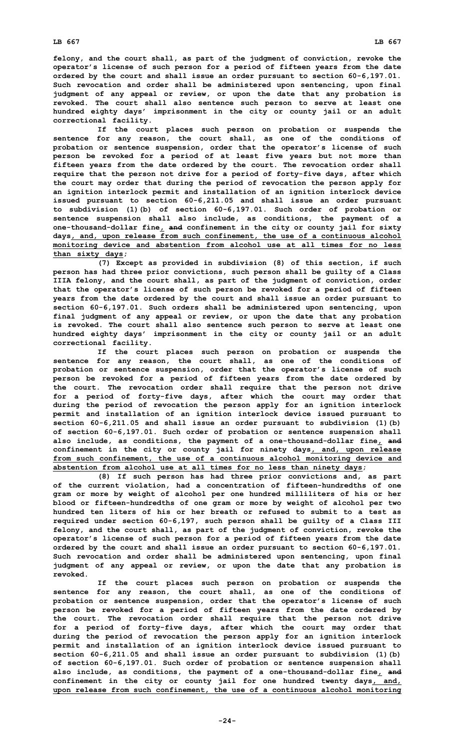**felony, and the court shall, as part of the judgment of conviction, revoke the operator's license of such person for a period of fifteen years from the date ordered by the court and shall issue an order pursuant to section 60-6,197.01. Such revocation and order shall be administered upon sentencing, upon final judgment of any appeal or review, or upon the date that any probation is revoked. The court shall also sentence such person to serve at least one hundred eighty days' imprisonment in the city or county jail or an adult correctional facility.**

**If the court places such person on probation or suspends the sentence for any reason, the court shall, as one of the conditions of probation or sentence suspension, order that the operator's license of such person be revoked for a period of at least five years but not more than fifteen years from the date ordered by the court. The revocation order shall require that the person not drive for a period of forty-five days, after which the court may order that during the period of revocation the person apply for an ignition interlock permit and installation of an ignition interlock device issued pursuant to section 60-6,211.05 and shall issue an order pursuant to subdivision (1)(b) of section 60-6,197.01. Such order of probation or sentence suspension shall also include, as conditions, the payment of a one-thousand-dollar fine, ~~and~~ confinement in the city or county jail for sixty days, and, upon release from such confinement, the use of a continuous alcohol monitoring device and abstention from alcohol use at all times for no less than sixty days;**

**(7) Except as provided in subdivision (8) of this section, if such person has had three prior convictions, such person shall be guilty of a Class IIIA felony, and the court shall, as part of the judgment of conviction, order that the operator's license of such person be revoked for a period of fifteen years from the date ordered by the court and shall issue an order pursuant to section 60-6,197.01. Such orders shall be administered upon sentencing, upon final judgment of any appeal or review, or upon the date that any probation is revoked. The court shall also sentence such person to serve at least one hundred eighty days' imprisonment in the city or county jail or an adult correctional facility.**

**If the court places such person on probation or suspends the sentence for any reason, the court shall, as one of the conditions of probation or sentence suspension, order that the operator's license of such person be revoked for a period of fifteen years from the date ordered by the court. The revocation order shall require that the person not drive for a period of forty-five days, after which the court may order that during the period of revocation the person apply for an ignition interlock permit and installation of an ignition interlock device issued pursuant to section 60-6,211.05 and shall issue an order pursuant to subdivision (1)(b) of section 60-6,197.01. Such order of probation or sentence suspension shall also include, as conditions, the payment of a one-thousand-dollar fine, ~~and~~ confinement in the city or county jail for ninety days, and, upon release from such confinement, the use of a continuous alcohol monitoring device and abstention from alcohol use at all times for no less than ninety days;**

**(8) If such person has had three prior convictions and, as part of the current violation, had a concentration of fifteen-hundredths of one gram or more by weight of alcohol per one hundred milliliters of his or her blood or fifteen-hundredths of one gram or more by weight of alcohol per two hundred ten liters of his or her breath or refused to submit to a test as required under section 60-6,197, such person shall be guilty of a Class III felony, and the court shall, as part of the judgment of conviction, revoke the operator's license of such person for a period of fifteen years from the date ordered by the court and shall issue an order pursuant to section 60-6,197.01. Such revocation and order shall be administered upon sentencing, upon final judgment of any appeal or review, or upon the date that any probation is revoked.**

**If the court places such person on probation or suspends the sentence for any reason, the court shall, as one of the conditions of probation or sentence suspension, order that the operator's license of such person be revoked for a period of fifteen years from the date ordered by the court. The revocation order shall require that the person not drive for a period of forty-five days, after which the court may order that during the period of revocation the person apply for an ignition interlock permit and installation of an ignition interlock device issued pursuant to section 60-6,211.05 and shall issue an order pursuant to subdivision (1)(b) of section 60-6,197.01. Such order of probation or sentence suspension shall also include, as conditions, the payment of a one-thousand-dollar fine, ~~and~~ confinement in the city or county jail for one hundred twenty days, and, upon release from such confinement, the use of a continuous alcohol monitoring**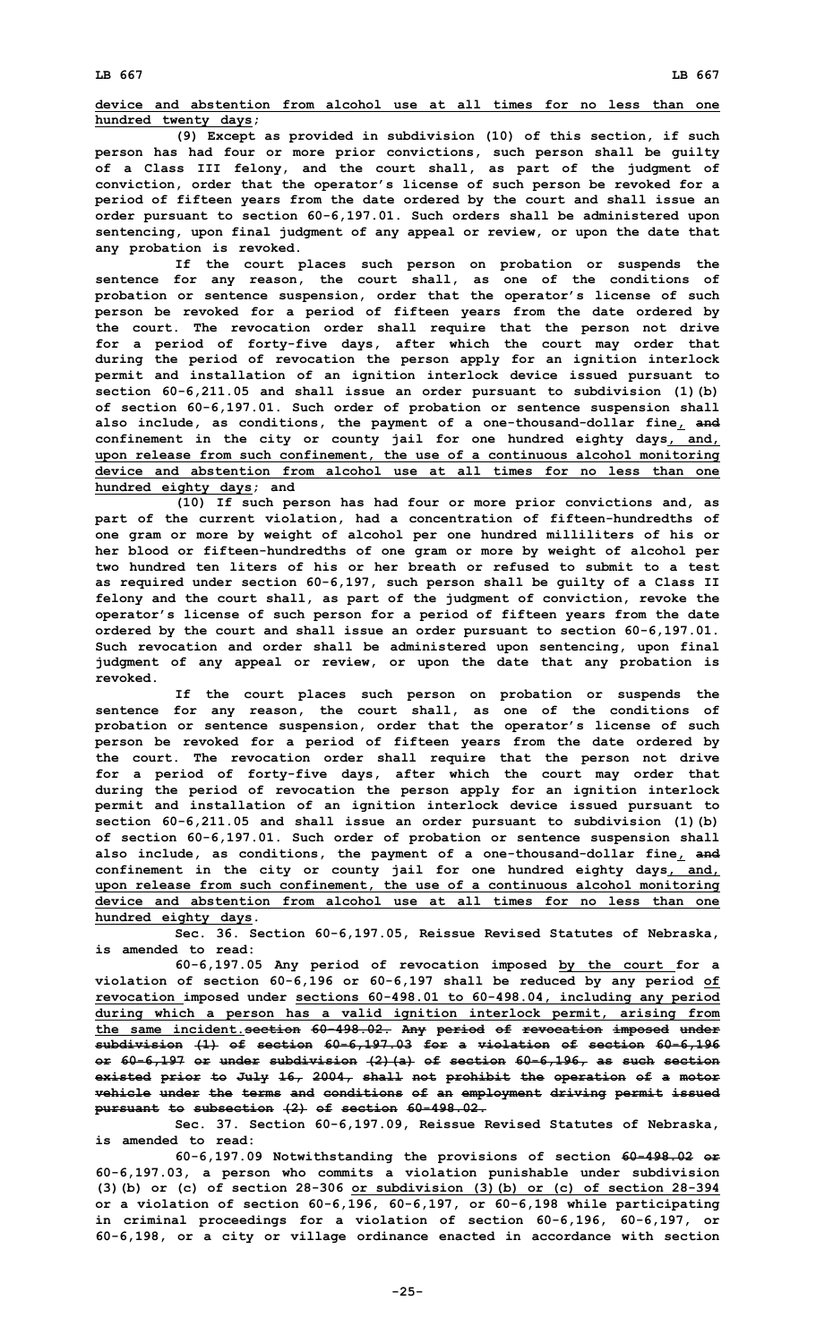device and abstention from alcohol use at all times for no less than one hundred twenty days;

(9) Except as provided in subdivision (10) of this section, if such person has had four or more prior convictions, such person shall be guilty of a Class III felony, and the court shall, as part of the judgment of conviction, order that the operator's license of such person be revoked for a period of fifteen years from the date ordered by the court and shall issue an order pursuant to section 60-6,197.01. Such orders shall be administered upon sentencing, upon final judgment of any appeal or review, or upon the date that any probation is revoked.

If the court places such person on probation or suspends the sentence for any reason, the court shall, as one of the conditions of probation or sentence suspension, order that the operator's license of such person be revoked for a period of fifteen years from the date ordered by the court. The revocation order shall require that the person not drive for a period of forty-five days, after which the court may order that during the period of revocation the person apply for an ignition interlock permit and installation of an ignition interlock device issued pursuant to section 60-6,211.05 and shall issue an order pursuant to subdivision (1)(b) of section 60-6,197.01. Such order of probation or sentence suspension shall also include, as conditions, the payment of a one-thousand-dollar fine, and confinement in the city or county jail for one hundred eighty days, and, upon release from such confinement, the use of a continuous alcohol monitoring device and abstention from alcohol use at all times for no less than one hundred eighty days; and

(10) If such person has had four or more prior convictions and, as part of the current violation, had a concentration of fifteen-hundredths of one gram or more by weight of alcohol per one hundred milliliters of his or her blood or fifteen-hundredths of one gram or more by weight of alcohol per two hundred ten liters of his or her breath or refused to submit to a test as required under section 60-6,197, such person shall be guilty of a Class II felony and the court shall, as part of the judgment of conviction, revoke the operator's license of such person for a period of fifteen years from the date ordered by the court and shall issue an order pursuant to section 60-6,197.01. Such revocation and order shall be administered upon sentencing, upon final judgment of any appeal or review, or upon the date that any probation is revoked.

If the court places such person on probation or suspends the sentence for any reason, the court shall, as one of the conditions of probation or sentence suspension, order that the operator's license of such person be revoked for a period of fifteen years from the date ordered by the court. The revocation order shall require that the person not drive for a period of forty-five days, after which the court may order that during the period of revocation the person apply for an ignition interlock permit and installation of an ignition interlock device issued pursuant to section 60-6,211.05 and shall issue an order pursuant to subdivision (1)(b) of section 60-6,197.01. Such order of probation or sentence suspension shall also include, as conditions, the payment of a one-thousand-dollar fine, and confinement in the city or county jail for one hundred eighty days, and, upon release from such confinement, the use of a continuous alcohol monitoring device and abstention from alcohol use at all times for no less than one hundred eighty days.

Sec. 36. Section 60-6,197.05, Reissue Revised Statutes of Nebraska, is amended to read:

60-6,197.05 Any period of revocation imposed by the court for a violation of section 60-6,196 or 60-6,197 shall be reduced by any period of revocation imposed under sections 60-498.01 to 60-498.04, including any period during which a person has a valid ignition interlock permit, arising from the same incident.section 60-498.02. Any period of revocation imposed under subdivision (1) of section 60-6,197.03 for a violation of section 60-6,196 or 60-6,197 or under subdivision (2)(a) of section 60-6,196, as such section existed prior to July 16, 2004, shall not prohibit the operation of a motor vehicle under the terms and conditions of an employment driving permit issued pursuant to subsection (2) of section 60-498.02.

Sec. 37. Section 60-6,197.09, Reissue Revised Statutes of Nebraska, is amended to read:

60-6,197.09 Notwithstanding the provisions of section 60-498.02 or 60-6,197.03, a person who commits a violation punishable under subdivision (3)(b) or (c) of section 28-306 or subdivision (3)(b) or (c) of section 28-394 or a violation of section 60-6,196, 60-6,197, or 60-6,198 while participating in criminal proceedings for a violation of section 60-6,196, 60-6,197, or 60-6,198, or a city or village ordinance enacted in accordance with section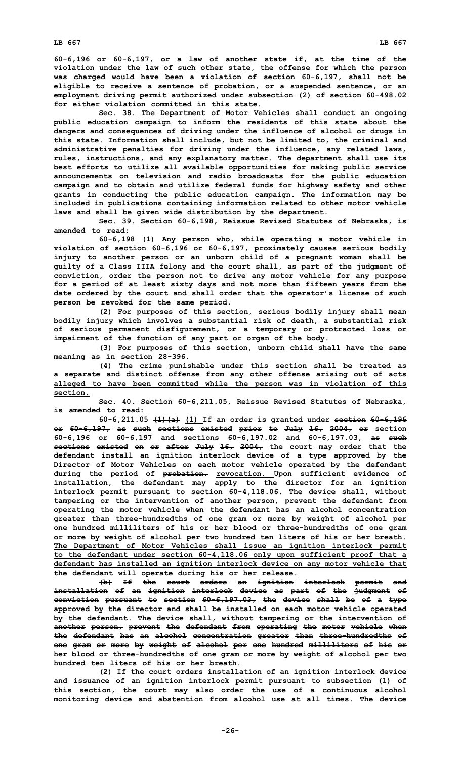60-6,196 or 60-6,197, or a law of another state if, at the time of the violation under the law of such other state, the offense for which the person was charged would have been a violation of section 60-6,197, shall not be eligible to receive a sentence of probation, or a suspended sentence, or an employment driving permit authorized under subsection (2) of section 60-498.02 for either violation committed in this state.

Sec. 38. The Department of Motor Vehicles shall conduct an ongoing public education campaign to inform the residents of this state about the dangers and consequences of driving under the influence of alcohol or drugs in this state. Information shall include, but not be limited to, the criminal and administrative penalties for driving under the influence, any related laws, rules, instructions, and any explanatory matter. The department shall use its best efforts to utilize all available opportunities for making public service announcements on television and radio broadcasts for the public education campaign and to obtain and utilize federal funds for highway safety and other grants in conducting the public education campaign. The information may be included in publications containing information related to other motor vehicle laws and shall be given wide distribution by the department.

Sec. 39. Section 60-6,198, Reissue Revised Statutes of Nebraska, is amended to read:

60-6,198 (1) Any person who, while operating a motor vehicle in violation of section 60-6,196 or 60-6,197, proximately causes serious bodily injury to another person or an unborn child of a pregnant woman shall be guilty of a Class IIIA felony and the court shall, as part of the judgment of conviction, order the person not to drive any motor vehicle for any purpose for a period of at least sixty days and not more than fifteen years from the date ordered by the court and shall order that the operator's license of such person be revoked for the same period.

(2) For purposes of this section, serious bodily injury shall mean bodily injury which involves a substantial risk of death, a substantial risk of serious permanent disfigurement, or a temporary or protracted loss or impairment of the function of any part or organ of the body.

(3) For purposes of this section, unborn child shall have the same meaning as in section 28-396.

(4) The crime punishable under this section shall be treated as a separate and distinct offense from any other offense arising out of acts alleged to have been committed while the person was in violation of this section.

Sec. 40. Section 60-6,211.05, Reissue Revised Statutes of Nebraska, is amended to read:

60-6,211.05 (1)(a) (1) If an order is granted under section 60-6,196 or 60-6,197, as such sections existed prior to July 16, 2004, or section 60-6,196 or 60-6,197 and sections 60-6,197.02 and 60-6,197.03, as such sections existed on or after July 16, 2004, the court may order that the defendant install an ignition interlock device of a type approved by the Director of Motor Vehicles on each motor vehicle operated by the defendant during the period of probation. revocation. Upon sufficient evidence of installation, the defendant may apply to the director for an ignition interlock permit pursuant to section 60-4,118.06. The device shall, without tampering or the intervention of another person, prevent the defendant from operating the motor vehicle when the defendant has an alcohol concentration greater than three-hundredths of one gram or more by weight of alcohol per one hundred milliliters of his or her blood or three-hundredths of one gram or more by weight of alcohol per two hundred ten liters of his or her breath. The Department of Motor Vehicles shall issue an ignition interlock permit to the defendant under section 60-4,118.06 only upon sufficient proof that a defendant has installed an ignition interlock device on any motor vehicle that the defendant will operate during his or her release.

(b) If the court orders an ignition interlock permit and installation of an ignition interlock device as part of the judgment of conviction pursuant to section 60-6,197.03, the device shall be of a type approved by the director and shall be installed on each motor vehicle operated by the defendant. The device shall, without tampering or the intervention of another person, prevent the defendant from operating the motor vehicle when the defendant has an alcohol concentration greater than three-hundredths of one gram or more by weight of alcohol per one hundred milliliters of his or her blood or three-hundredths of one gram or more by weight of alcohol per two hundred ten liters of his or her breath.

(2) If the court orders installation of an ignition interlock device and issuance of an ignition interlock permit pursuant to subsection (1) of this section, the court may also order the use of a continuous alcohol monitoring device and abstention from alcohol use at all times. The device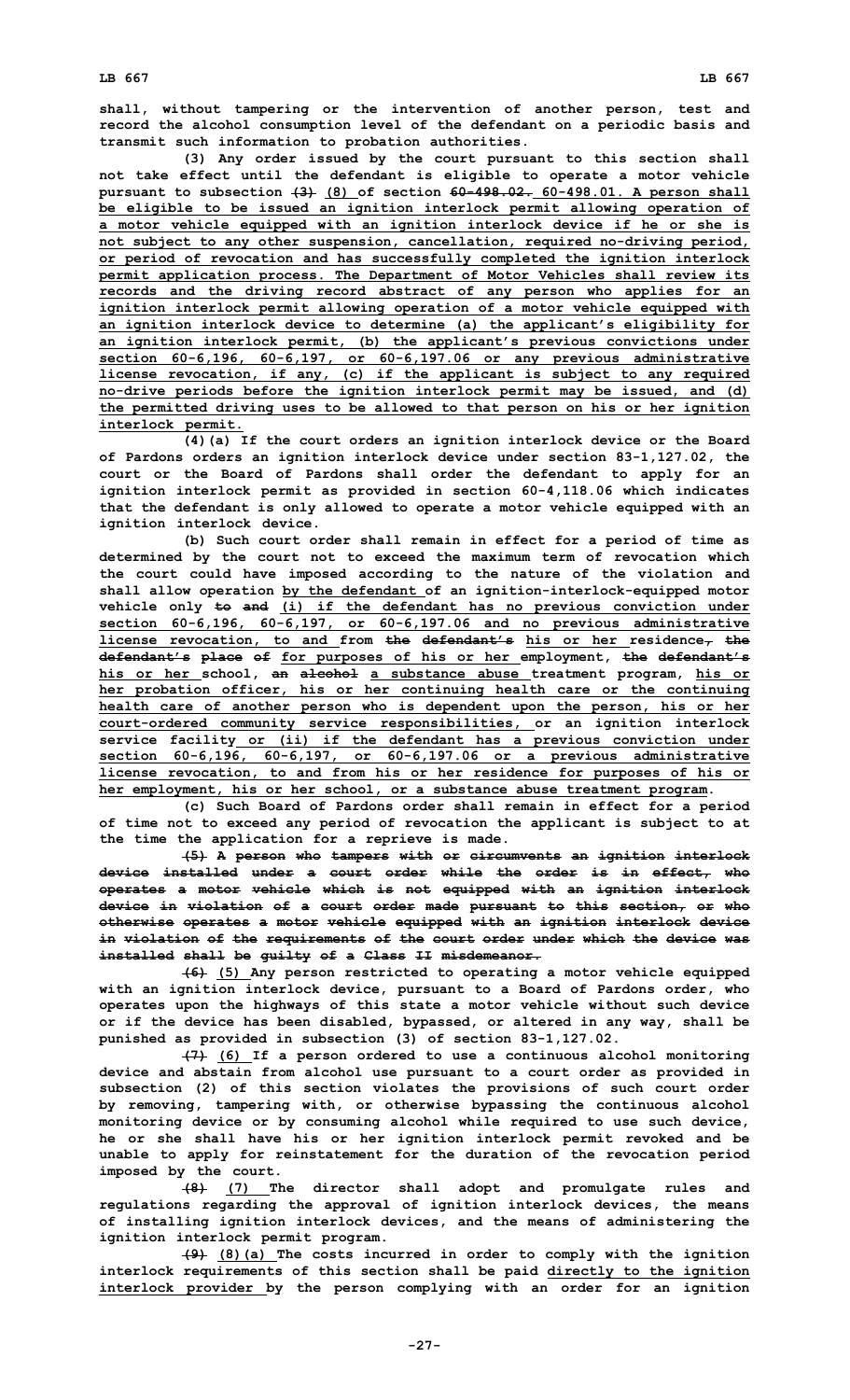shall, without tampering or the intervention of another person, test and record the alcohol consumption level of the defendant on a periodic basis and transmit such information to probation authorities.

(3) Any order issued by the court pursuant to this section shall not take effect until the defendant is eligible to operate a motor vehicle pursuant to subsection ~~(3)~~ (8) of section ~~60-498.02.~~ 60-498.01. A person shall be eligible to be issued an ignition interlock permit allowing operation of a motor vehicle equipped with an ignition interlock device if he or she is not subject to any other suspension, cancellation, required no-driving period, or period of revocation and has successfully completed the ignition interlock permit application process. The Department of Motor Vehicles shall review its records and the driving record abstract of any person who applies for an ignition interlock permit allowing operation of a motor vehicle equipped with an ignition interlock device to determine (a) the applicant's eligibility for an ignition interlock permit, (b) the applicant's previous convictions under section 60-6,196, 60-6,197, or 60-6,197.06 or any previous administrative license revocation, if any, (c) if the applicant is subject to any required no-drive periods before the ignition interlock permit may be issued, and (d) the permitted driving uses to be allowed to that person on his or her ignition interlock permit.

(4)(a) If the court orders an ignition interlock device or the Board of Pardons orders an ignition interlock device under section 83-1,127.02, the court or the Board of Pardons shall order the defendant to apply for an ignition interlock permit as provided in section 60-4,118.06 which indicates that the defendant is only allowed to operate a motor vehicle equipped with an ignition interlock device.

(b) Such court order shall remain in effect for a period of time as determined by the court not to exceed the maximum term of revocation which the court could have imposed according to the nature of the violation and shall allow operation by the defendant of an ignition-interlock-equipped motor vehicle only ~~to and~~ (i) if the defendant has no previous conviction under section 60-6,196, 60-6,197, or 60-6,197.06 and no previous administrative license revocation, to and from ~~the defendant's~~ his or her residence~~, the defendant's place of~~ for purposes of his or her employment, ~~the defendant's~~ his or her school, ~~an alcohol~~ a substance abuse treatment program, his or her probation officer, his or her continuing health care or the continuing health care of another person who is dependent upon the person, his or her court-ordered community service responsibilities, or an ignition interlock service facility or (ii) if the defendant has a previous conviction under section 60-6,196, 60-6,197, or 60-6,197.06 or a previous administrative license revocation, to and from his or her residence for purposes of his or her employment, his or her school, or a substance abuse treatment program.

(c) Such Board of Pardons order shall remain in effect for a period of time not to exceed any period of revocation the applicant is subject to at the time the application for a reprieve is made.

~~(5) A person who tampers with or circumvents an ignition interlock device installed under a court order while the order is in effect, who operates a motor vehicle which is not equipped with an ignition interlock device in violation of a court order made pursuant to this section, or who otherwise operates a motor vehicle equipped with an ignition interlock device in violation of the requirements of the court order under which the device was installed shall be guilty of a Class II misdemeanor.~~

~~(6)~~ (5) Any person restricted to operating a motor vehicle equipped with an ignition interlock device, pursuant to a Board of Pardons order, who operates upon the highways of this state a motor vehicle without such device or if the device has been disabled, bypassed, or altered in any way, shall be punished as provided in subsection (3) of section 83-1,127.02.

~~(7)~~ (6) If a person ordered to use a continuous alcohol monitoring device and abstain from alcohol use pursuant to a court order as provided in subsection (2) of this section violates the provisions of such court order by removing, tampering with, or otherwise bypassing the continuous alcohol monitoring device or by consuming alcohol while required to use such device, he or she shall have his or her ignition interlock permit revoked and be unable to apply for reinstatement for the duration of the revocation period imposed by the court.

~~(8)~~ (7) The director shall adopt and promulgate rules and regulations regarding the approval of ignition interlock devices, the means of installing ignition interlock devices, and the means of administering the ignition interlock permit program.

~~(9)~~ (8)(a) The costs incurred in order to comply with the ignition interlock requirements of this section shall be paid directly to the ignition interlock provider by the person complying with an order for an ignition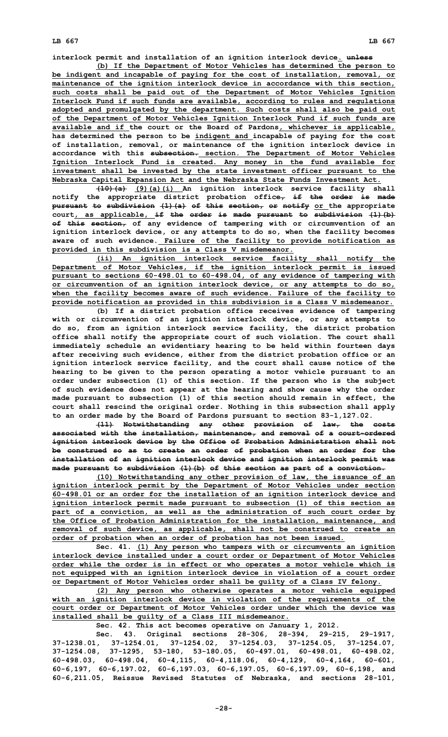interlock permit and installation of an ignition interlock device. unless

(b) If the Department of Motor Vehicles has determined the person to be indigent and incapable of paying for the cost of installation, removal, or maintenance of the ignition interlock device in accordance with this section, such costs shall be paid out of the Department of Motor Vehicles Ignition Interlock Fund if such funds are available, according to rules and regulations adopted and promulgated by the department. Such costs shall also be paid out of the Department of Motor Vehicles Ignition Interlock Fund if such funds are available and if the court or the Board of Pardons, whichever is applicable, has determined the person to be indigent and incapable of paying for the cost of installation, removal, or maintenance of the ignition interlock device in accordance with this subsection. section. The Department of Motor Vehicles Ignition Interlock Fund is created. Any money in the fund available for investment shall be invested by the state investment officer pursuant to the Nebraska Capital Expansion Act and the Nebraska State Funds Investment Act.

(10)(a) (9)(a)(i) An ignition interlock service facility shall notify the appropriate district probation office, if the order is made pursuant to subdivision (1)(a) of this section, or notify or the appropriate court, as applicable, if the order is made pursuant to subdivision (1)(b) of this section, of any evidence of tampering with or circumvention of an ignition interlock device, or any attempts to do so, when the facility becomes aware of such evidence. Failure of the facility to provide notification as provided in this subdivision is a Class V misdemeanor.

(ii) An ignition interlock service facility shall notify the Department of Motor Vehicles, if the ignition interlock permit is issued pursuant to sections 60-498.01 to 60-498.04, of any evidence of tampering with or circumvention of an ignition interlock device, or any attempts to do so, when the facility becomes aware of such evidence. Failure of the facility to provide notification as provided in this subdivision is a Class V misdemeanor.

(b) If a district probation office receives evidence of tampering with or circumvention of an ignition interlock device, or any attempts to do so, from an ignition interlock service facility, the district probation office shall notify the appropriate court of such violation. The court shall immediately schedule an evidentiary hearing to be held within fourteen days after receiving such evidence, either from the district probation office or an ignition interlock service facility, and the court shall cause notice of the hearing to be given to the person operating a motor vehicle pursuant to an order under subsection (1) of this section. If the person who is the subject of such evidence does not appear at the hearing and show cause why the order made pursuant to subsection (1) of this section should remain in effect, the court shall rescind the original order. Nothing in this subsection shall apply to an order made by the Board of Pardons pursuant to section 83-1,127.02.

(11) Notwithstanding any other provision of law, the costs associated with the installation, maintenance, and removal of a court-ordered ignition interlock device by the Office of Probation Administration shall not be construed so as to create an order of probation when an order for the installation of an ignition interlock device and ignition interlock permit was made pursuant to subdivision (1)(b) of this section as part of a conviction.

(10) Notwithstanding any other provision of law, the issuance of an ignition interlock permit by the Department of Motor Vehicles under section 60-498.01 or an order for the installation of an ignition interlock device and ignition interlock permit made pursuant to subsection (1) of this section as part of a conviction, as well as the administration of such court order by the Office of Probation Administration for the installation, maintenance, and removal of such device, as applicable, shall not be construed to create an order of probation when an order of probation has not been issued.

Sec. 41. (1) Any person who tampers with or circumvents an ignition interlock device installed under a court order or Department of Motor Vehicles order while the order is in effect or who operates a motor vehicle which is not equipped with an ignition interlock device in violation of a court order or Department of Motor Vehicles order shall be guilty of a Class IV felony.

(2) Any person who otherwise operates a motor vehicle equipped with an ignition interlock device in violation of the requirements of the court order or Department of Motor Vehicles order under which the device was installed shall be guilty of a Class III misdemeanor.

Sec. 42. This act becomes operative on January 1, 2012.

Sec. 43. Original sections 28-306, 28-394, 29-215, 29-1917, 37-1238.01, 37-1254.01, 37-1254.02, 37-1254.03, 37-1254.05, 37-1254.07, 37-1254.08, 37-1295, 53-180, 53-180.05, 60-497.01, 60-498.01, 60-498.02, 60-498.03, 60-498.04, 60-4,115, 60-4,118.06, 60-4,129, 60-4,164, 60-601, 60-6,197, 60-6,197.02, 60-6,197.03, 60-6,197.05, 60-6,197.09, 60-6,198, and 60-6,211.05, Reissue Revised Statutes of Nebraska, and sections 28-101,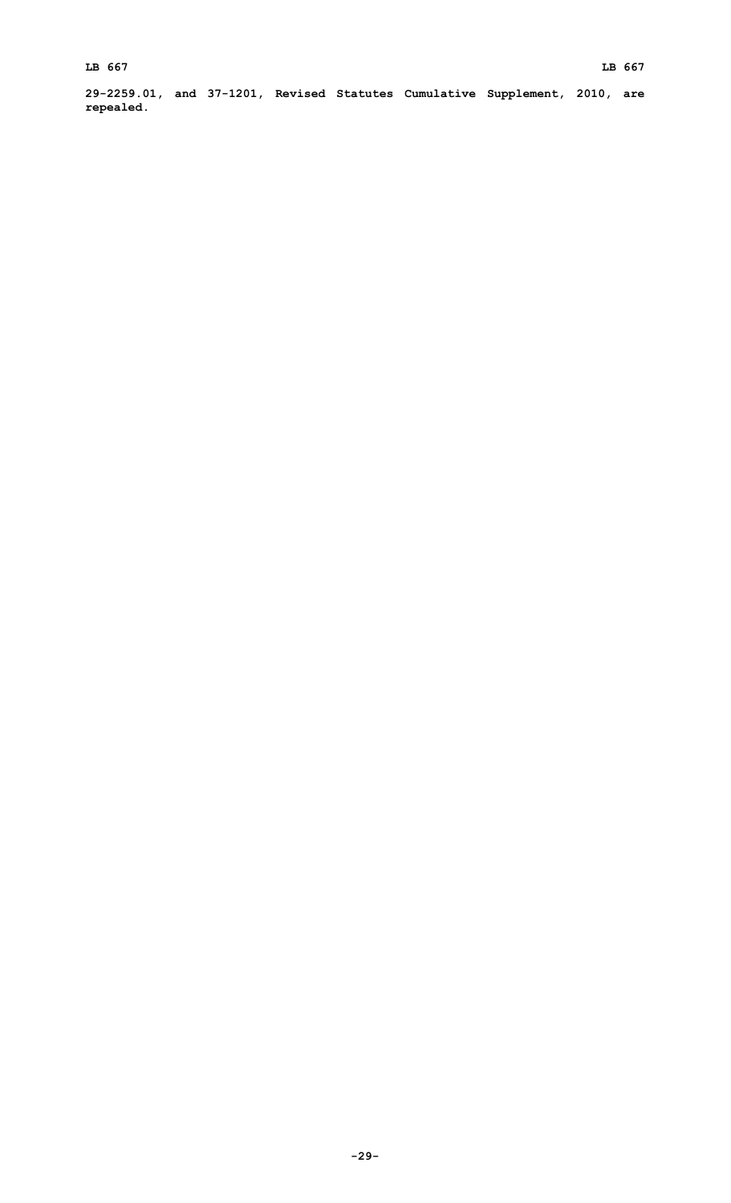**29-2259.01, and 37-1201, Revised Statutes Cumulative Supplement, 2010, are repealed.**